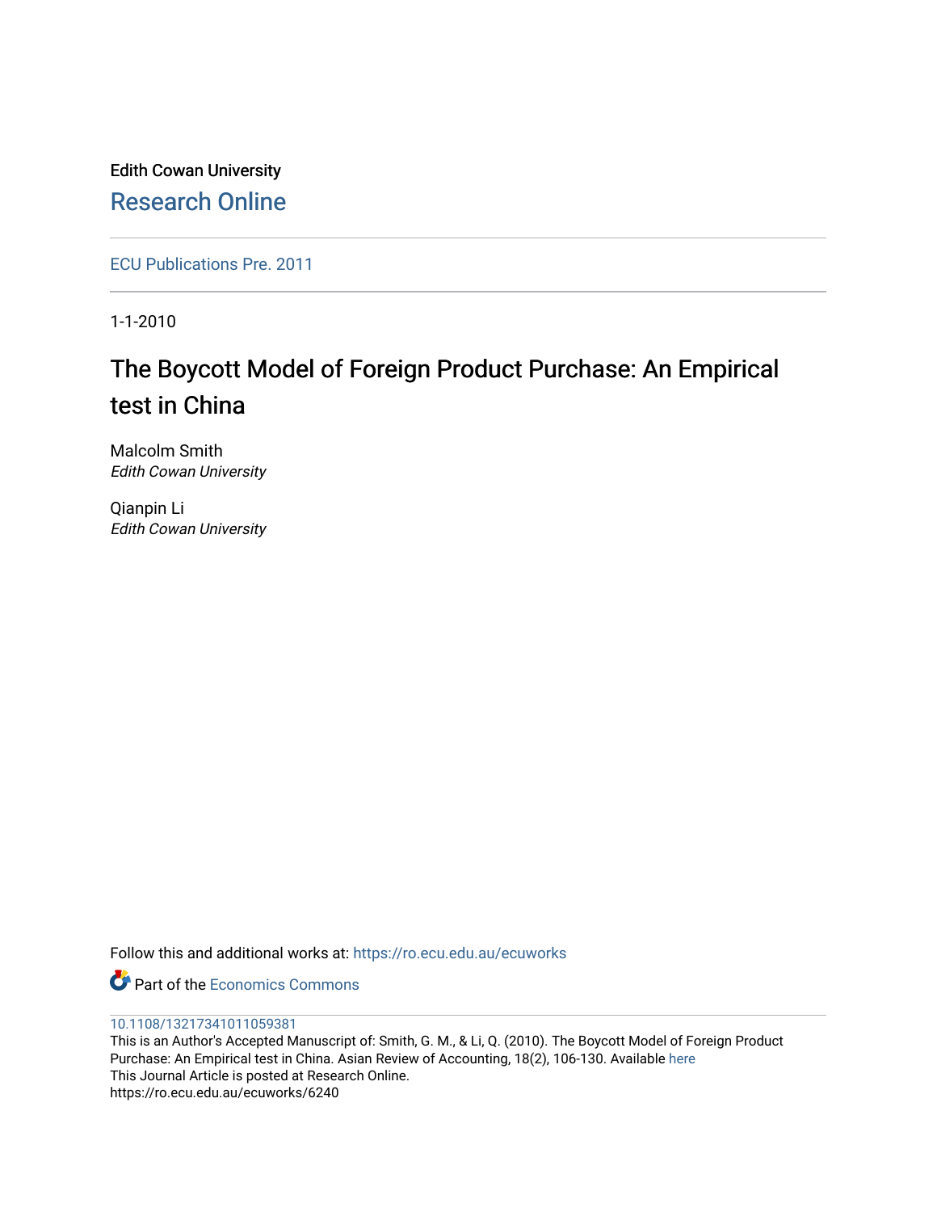Edith Cowan University

Research Online

ECU Publications Pre. 2011

1-1-2010

# The Boycott Model of Foreign Product Purchase: An Empirical test in China

Malcolm Smith
*Edith Cowan University*

Qianpin Li
*Edith Cowan University*

Follow this and additional works at: https://ro.ecu.edu.au/ecuworks

Part of the Economics Commons

10.1108/13217341011059381

This is an Author's Accepted Manuscript of: Smith, G. M., & Li, Q. (2010). The Boycott Model of Foreign Product Purchase: An Empirical test in China. Asian Review of Accounting, 18(2), 106-130. Available here

This Journal Article is posted at Research Online.

https://ro.ecu.edu.au/ecuworks/6240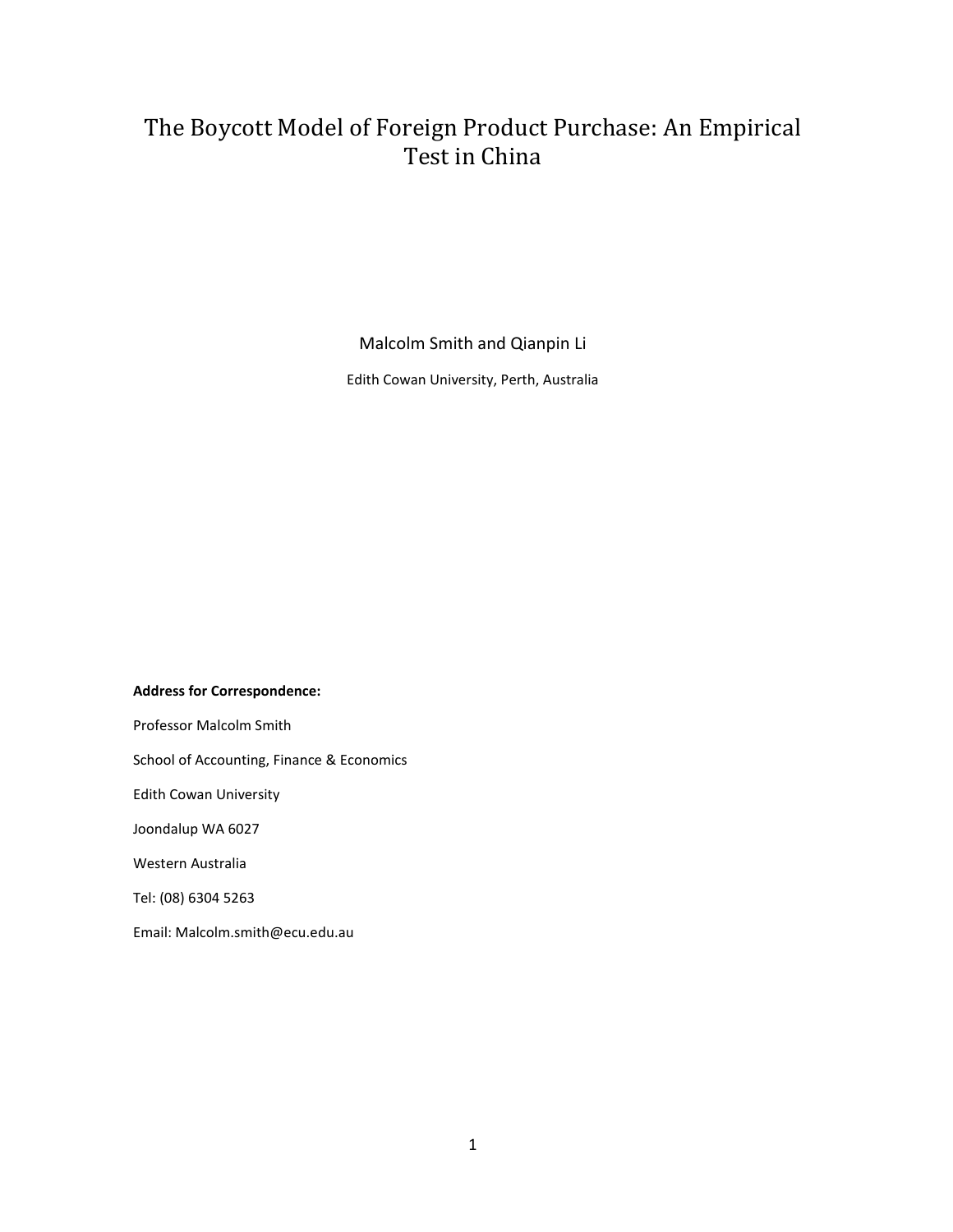# The Boycott Model of Foreign Product Purchase: An Empirical Test in China

Malcolm Smith and Qianpin Li

Edith Cowan University, Perth, Australia

**Address for Correspondence:**

Professor Malcolm Smith

School of Accounting, Finance & Economics

Edith Cowan University

Joondalup WA 6027

Western Australia

Tel: (08) 6304 5263

Email: Malcolm.smith@ecu.edu.au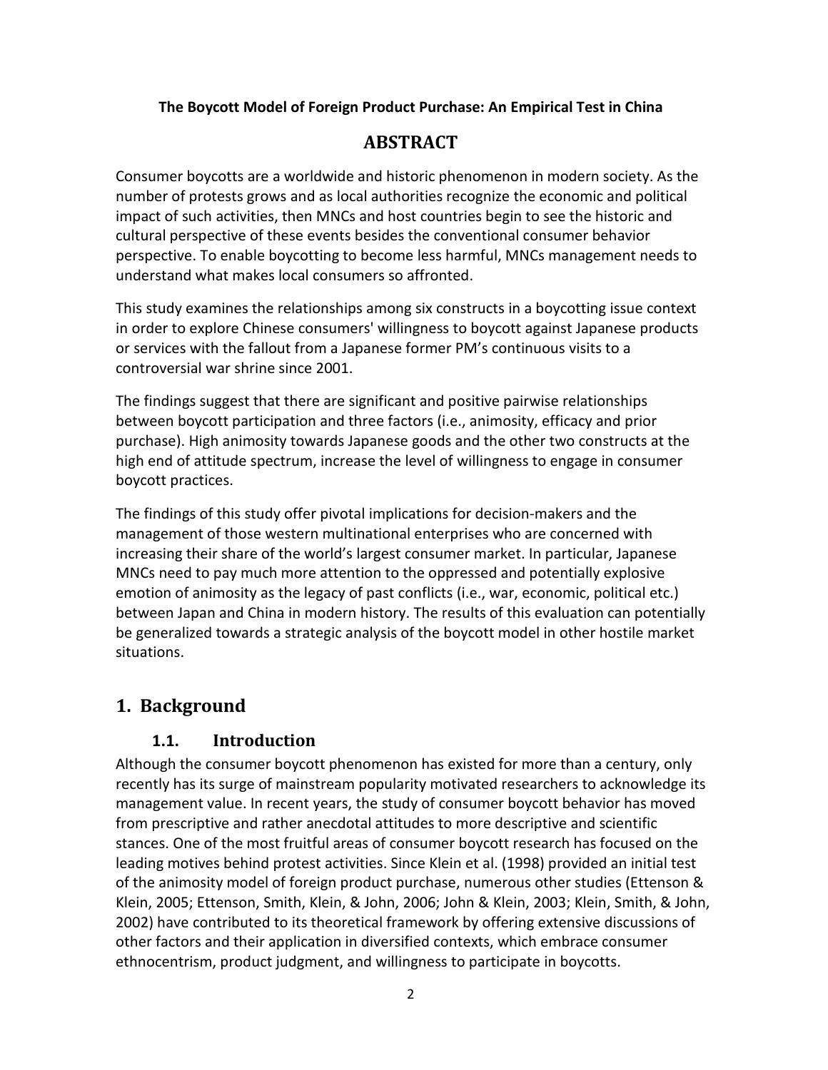**The Boycott Model of Foreign Product Purchase: An Empirical Test in China**

# ABSTRACT

Consumer boycotts are a worldwide and historic phenomenon in modern society. As the number of protests grows and as local authorities recognize the economic and political impact of such activities, then MNCs and host countries begin to see the historic and cultural perspective of these events besides the conventional consumer behavior perspective. To enable boycotting to become less harmful, MNCs management needs to understand what makes local consumers so affronted.

This study examines the relationships among six constructs in a boycotting issue context in order to explore Chinese consumers' willingness to boycott against Japanese products or services with the fallout from a Japanese former PM's continuous visits to a controversial war shrine since 2001.

The findings suggest that there are significant and positive pairwise relationships between boycott participation and three factors (i.e., animosity, efficacy and prior purchase). High animosity towards Japanese goods and the other two constructs at the high end of attitude spectrum, increase the level of willingness to engage in consumer boycott practices.

The findings of this study offer pivotal implications for decision-makers and the management of those western multinational enterprises who are concerned with increasing their share of the world's largest consumer market. In particular, Japanese MNCs need to pay much more attention to the oppressed and potentially explosive emotion of animosity as the legacy of past conflicts (i.e., war, economic, political etc.) between Japan and China in modern history. The results of this evaluation can potentially be generalized towards a strategic analysis of the boycott model in other hostile market situations.

## 1. Background

### 1.1. Introduction

Although the consumer boycott phenomenon has existed for more than a century, only recently has its surge of mainstream popularity motivated researchers to acknowledge its management value. In recent years, the study of consumer boycott behavior has moved from prescriptive and rather anecdotal attitudes to more descriptive and scientific stances. One of the most fruitful areas of consumer boycott research has focused on the leading motives behind protest activities. Since Klein et al. (1998) provided an initial test of the animosity model of foreign product purchase, numerous other studies (Ettenson & Klein, 2005; Ettenson, Smith, Klein, & John, 2006; John & Klein, 2003; Klein, Smith, & John, 2002) have contributed to its theoretical framework by offering extensive discussions of other factors and their application in diversified contexts, which embrace consumer ethnocentrism, product judgment, and willingness to participate in boycotts.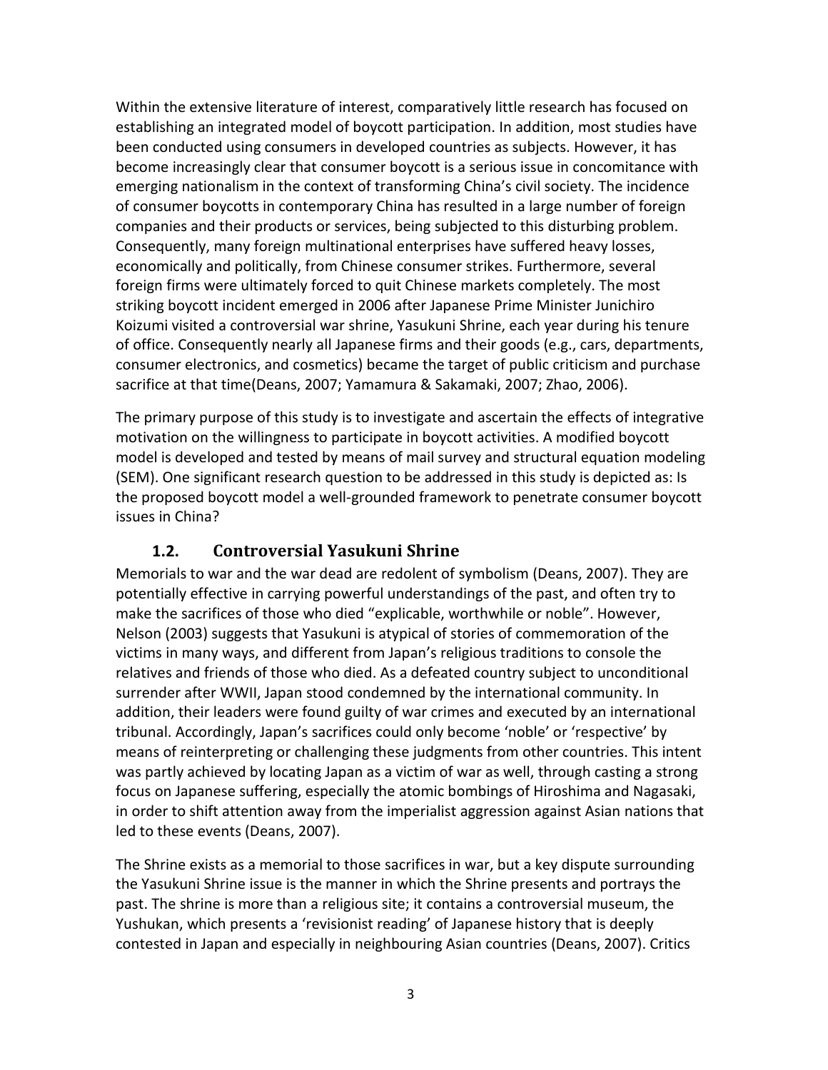Within the extensive literature of interest, comparatively little research has focused on establishing an integrated model of boycott participation. In addition, most studies have been conducted using consumers in developed countries as subjects. However, it has become increasingly clear that consumer boycott is a serious issue in concomitance with emerging nationalism in the context of transforming China's civil society. The incidence of consumer boycotts in contemporary China has resulted in a large number of foreign companies and their products or services, being subjected to this disturbing problem. Consequently, many foreign multinational enterprises have suffered heavy losses, economically and politically, from Chinese consumer strikes. Furthermore, several foreign firms were ultimately forced to quit Chinese markets completely. The most striking boycott incident emerged in 2006 after Japanese Prime Minister Junichiro Koizumi visited a controversial war shrine, Yasukuni Shrine, each year during his tenure of office. Consequently nearly all Japanese firms and their goods (e.g., cars, departments, consumer electronics, and cosmetics) became the target of public criticism and purchase sacrifice at that time(Deans, 2007; Yamamura & Sakamaki, 2007; Zhao, 2006).

The primary purpose of this study is to investigate and ascertain the effects of integrative motivation on the willingness to participate in boycott activities. A modified boycott model is developed and tested by means of mail survey and structural equation modeling (SEM). One significant research question to be addressed in this study is depicted as: Is the proposed boycott model a well-grounded framework to penetrate consumer boycott issues in China?

### 1.2. Controversial Yasukuni Shrine

Memorials to war and the war dead are redolent of symbolism (Deans, 2007). They are potentially effective in carrying powerful understandings of the past, and often try to make the sacrifices of those who died "explicable, worthwhile or noble". However, Nelson (2003) suggests that Yasukuni is atypical of stories of commemoration of the victims in many ways, and different from Japan's religious traditions to console the relatives and friends of those who died. As a defeated country subject to unconditional surrender after WWII, Japan stood condemned by the international community. In addition, their leaders were found guilty of war crimes and executed by an international tribunal. Accordingly, Japan's sacrifices could only become 'noble' or 'respective' by means of reinterpreting or challenging these judgments from other countries. This intent was partly achieved by locating Japan as a victim of war as well, through casting a strong focus on Japanese suffering, especially the atomic bombings of Hiroshima and Nagasaki, in order to shift attention away from the imperialist aggression against Asian nations that led to these events (Deans, 2007).

The Shrine exists as a memorial to those sacrifices in war, but a key dispute surrounding the Yasukuni Shrine issue is the manner in which the Shrine presents and portrays the past. The shrine is more than a religious site; it contains a controversial museum, the Yushukan, which presents a 'revisionist reading' of Japanese history that is deeply contested in Japan and especially in neighbouring Asian countries (Deans, 2007). Critics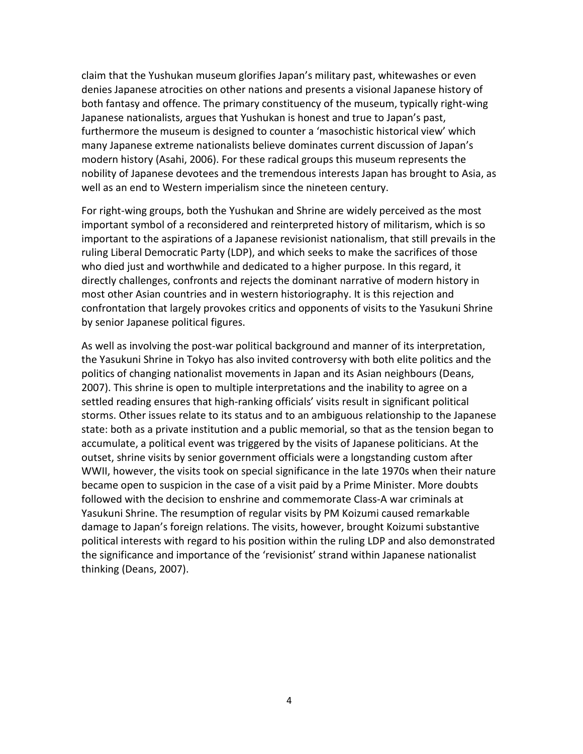claim that the Yushukan museum glorifies Japan's military past, whitewashes or even denies Japanese atrocities on other nations and presents a visional Japanese history of both fantasy and offence. The primary constituency of the museum, typically right-wing Japanese nationalists, argues that Yushukan is honest and true to Japan's past, furthermore the museum is designed to counter a 'masochistic historical view' which many Japanese extreme nationalists believe dominates current discussion of Japan's modern history (Asahi, 2006). For these radical groups this museum represents the nobility of Japanese devotees and the tremendous interests Japan has brought to Asia, as well as an end to Western imperialism since the nineteen century.

For right-wing groups, both the Yushukan and Shrine are widely perceived as the most important symbol of a reconsidered and reinterpreted history of militarism, which is so important to the aspirations of a Japanese revisionist nationalism, that still prevails in the ruling Liberal Democratic Party (LDP), and which seeks to make the sacrifices of those who died just and worthwhile and dedicated to a higher purpose. In this regard, it directly challenges, confronts and rejects the dominant narrative of modern history in most other Asian countries and in western historiography. It is this rejection and confrontation that largely provokes critics and opponents of visits to the Yasukuni Shrine by senior Japanese political figures.

As well as involving the post-war political background and manner of its interpretation, the Yasukuni Shrine in Tokyo has also invited controversy with both elite politics and the politics of changing nationalist movements in Japan and its Asian neighbours (Deans, 2007). This shrine is open to multiple interpretations and the inability to agree on a settled reading ensures that high-ranking officials' visits result in significant political storms. Other issues relate to its status and to an ambiguous relationship to the Japanese state: both as a private institution and a public memorial, so that as the tension began to accumulate, a political event was triggered by the visits of Japanese politicians. At the outset, shrine visits by senior government officials were a longstanding custom after WWII, however, the visits took on special significance in the late 1970s when their nature became open to suspicion in the case of a visit paid by a Prime Minister. More doubts followed with the decision to enshrine and commemorate Class-A war criminals at Yasukuni Shrine. The resumption of regular visits by PM Koizumi caused remarkable damage to Japan's foreign relations. The visits, however, brought Koizumi substantive political interests with regard to his position within the ruling LDP and also demonstrated the significance and importance of the 'revisionist' strand within Japanese nationalist thinking (Deans, 2007).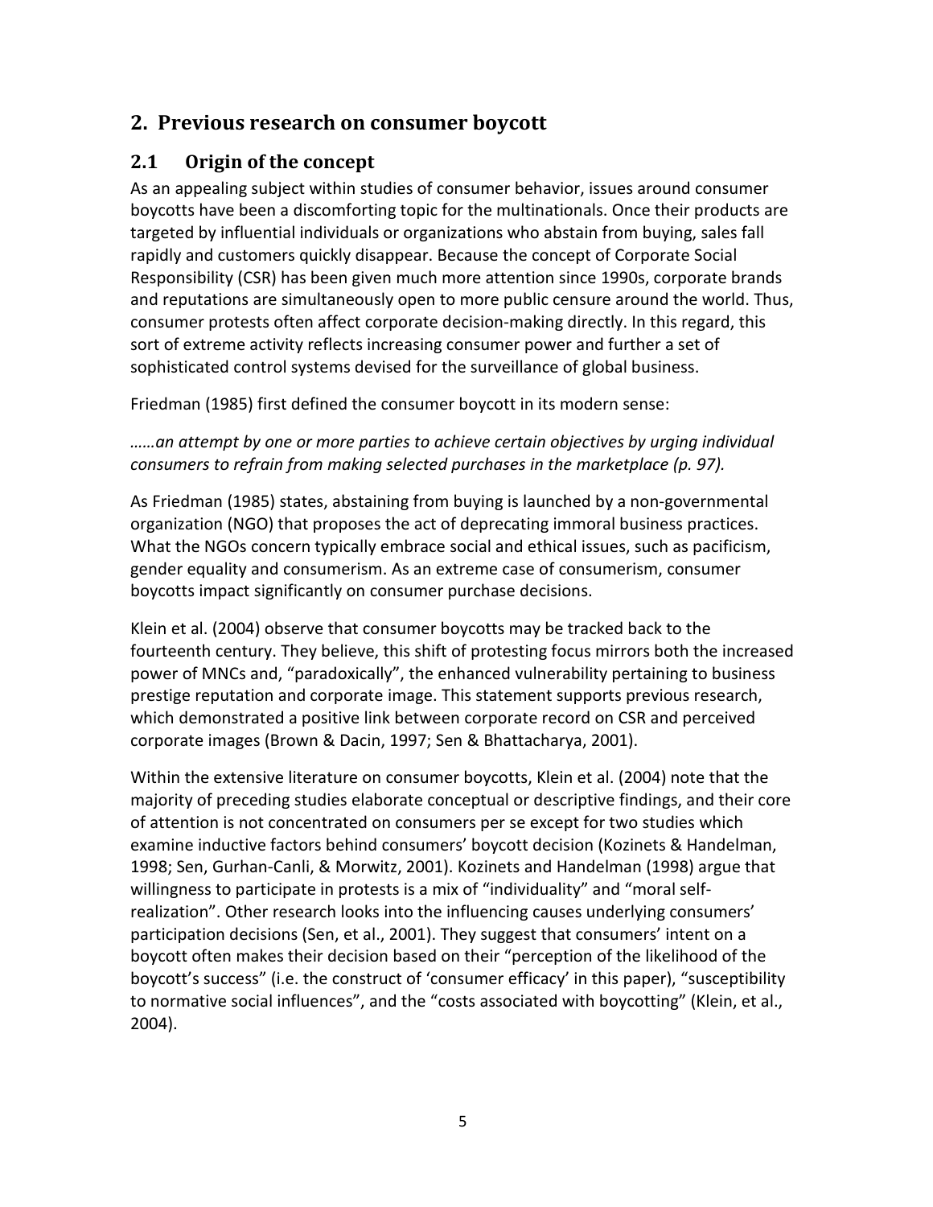## 2. Previous research on consumer boycott

### 2.1 Origin of the concept

As an appealing subject within studies of consumer behavior, issues around consumer boycotts have been a discomforting topic for the multinationals. Once their products are targeted by influential individuals or organizations who abstain from buying, sales fall rapidly and customers quickly disappear. Because the concept of Corporate Social Responsibility (CSR) has been given much more attention since 1990s, corporate brands and reputations are simultaneously open to more public censure around the world. Thus, consumer protests often affect corporate decision-making directly. In this regard, this sort of extreme activity reflects increasing consumer power and further a set of sophisticated control systems devised for the surveillance of global business.

Friedman (1985) first defined the consumer boycott in its modern sense:

*……an attempt by one or more parties to achieve certain objectives by urging individual consumers to refrain from making selected purchases in the marketplace (p. 97).*

As Friedman (1985) states, abstaining from buying is launched by a non-governmental organization (NGO) that proposes the act of deprecating immoral business practices. What the NGOs concern typically embrace social and ethical issues, such as pacificism, gender equality and consumerism. As an extreme case of consumerism, consumer boycotts impact significantly on consumer purchase decisions.

Klein et al. (2004) observe that consumer boycotts may be tracked back to the fourteenth century. They believe, this shift of protesting focus mirrors both the increased power of MNCs and, "paradoxically", the enhanced vulnerability pertaining to business prestige reputation and corporate image. This statement supports previous research, which demonstrated a positive link between corporate record on CSR and perceived corporate images (Brown & Dacin, 1997; Sen & Bhattacharya, 2001).

Within the extensive literature on consumer boycotts, Klein et al. (2004) note that the majority of preceding studies elaborate conceptual or descriptive findings, and their core of attention is not concentrated on consumers per se except for two studies which examine inductive factors behind consumers' boycott decision (Kozinets & Handelman, 1998; Sen, Gurhan-Canli, & Morwitz, 2001). Kozinets and Handelman (1998) argue that willingness to participate in protests is a mix of "individuality" and "moral self-realization". Other research looks into the influencing causes underlying consumers' participation decisions (Sen, et al., 2001). They suggest that consumers' intent on a boycott often makes their decision based on their "perception of the likelihood of the boycott's success" (i.e. the construct of 'consumer efficacy' in this paper), "susceptibility to normative social influences", and the "costs associated with boycotting" (Klein, et al., 2004).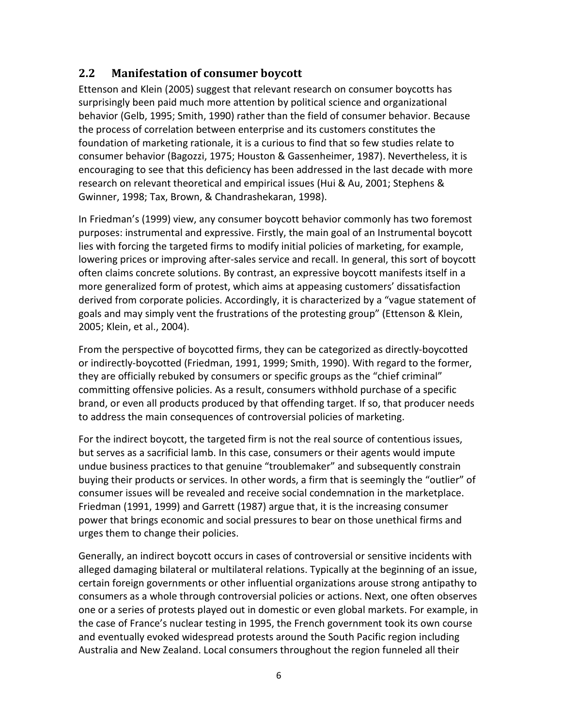## 2.2 Manifestation of consumer boycott

Ettenson and Klein (2005) suggest that relevant research on consumer boycotts has surprisingly been paid much more attention by political science and organizational behavior (Gelb, 1995; Smith, 1990) rather than the field of consumer behavior. Because the process of correlation between enterprise and its customers constitutes the foundation of marketing rationale, it is a curious to find that so few studies relate to consumer behavior (Bagozzi, 1975; Houston & Gassenheimer, 1987). Nevertheless, it is encouraging to see that this deficiency has been addressed in the last decade with more research on relevant theoretical and empirical issues (Hui & Au, 2001; Stephens & Gwinner, 1998; Tax, Brown, & Chandrashekaran, 1998).

In Friedman's (1999) view, any consumer boycott behavior commonly has two foremost purposes: instrumental and expressive. Firstly, the main goal of an Instrumental boycott lies with forcing the targeted firms to modify initial policies of marketing, for example, lowering prices or improving after-sales service and recall. In general, this sort of boycott often claims concrete solutions. By contrast, an expressive boycott manifests itself in a more generalized form of protest, which aims at appeasing customers' dissatisfaction derived from corporate policies. Accordingly, it is characterized by a "vague statement of goals and may simply vent the frustrations of the protesting group" (Ettenson & Klein, 2005; Klein, et al., 2004).

From the perspective of boycotted firms, they can be categorized as directly-boycotted or indirectly-boycotted (Friedman, 1991, 1999; Smith, 1990). With regard to the former, they are officially rebuked by consumers or specific groups as the "chief criminal" committing offensive policies. As a result, consumers withhold purchase of a specific brand, or even all products produced by that offending target. If so, that producer needs to address the main consequences of controversial policies of marketing.

For the indirect boycott, the targeted firm is not the real source of contentious issues, but serves as a sacrificial lamb. In this case, consumers or their agents would impute undue business practices to that genuine "troublemaker" and subsequently constrain buying their products or services. In other words, a firm that is seemingly the "outlier" of consumer issues will be revealed and receive social condemnation in the marketplace. Friedman (1991, 1999) and Garrett (1987) argue that, it is the increasing consumer power that brings economic and social pressures to bear on those unethical firms and urges them to change their policies.

Generally, an indirect boycott occurs in cases of controversial or sensitive incidents with alleged damaging bilateral or multilateral relations. Typically at the beginning of an issue, certain foreign governments or other influential organizations arouse strong antipathy to consumers as a whole through controversial policies or actions. Next, one often observes one or a series of protests played out in domestic or even global markets. For example, in the case of France's nuclear testing in 1995, the French government took its own course and eventually evoked widespread protests around the South Pacific region including Australia and New Zealand. Local consumers throughout the region funneled all their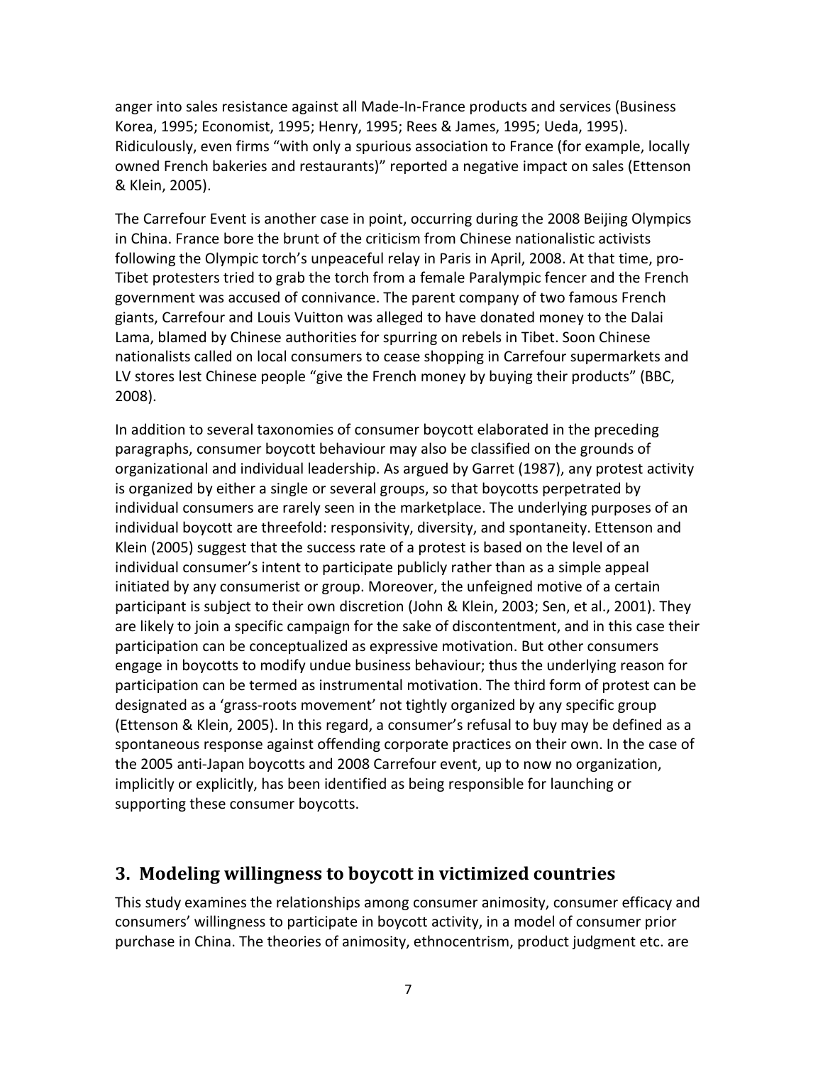anger into sales resistance against all Made-In-France products and services (Business Korea, 1995; Economist, 1995; Henry, 1995; Rees & James, 1995; Ueda, 1995). Ridiculously, even firms "with only a spurious association to France (for example, locally owned French bakeries and restaurants)" reported a negative impact on sales (Ettenson & Klein, 2005).

The Carrefour Event is another case in point, occurring during the 2008 Beijing Olympics in China. France bore the brunt of the criticism from Chinese nationalistic activists following the Olympic torch's unpeaceful relay in Paris in April, 2008. At that time, pro-Tibet protesters tried to grab the torch from a female Paralympic fencer and the French government was accused of connivance. The parent company of two famous French giants, Carrefour and Louis Vuitton was alleged to have donated money to the Dalai Lama, blamed by Chinese authorities for spurring on rebels in Tibet. Soon Chinese nationalists called on local consumers to cease shopping in Carrefour supermarkets and LV stores lest Chinese people "give the French money by buying their products" (BBC, 2008).

In addition to several taxonomies of consumer boycott elaborated in the preceding paragraphs, consumer boycott behaviour may also be classified on the grounds of organizational and individual leadership. As argued by Garret (1987), any protest activity is organized by either a single or several groups, so that boycotts perpetrated by individual consumers are rarely seen in the marketplace. The underlying purposes of an individual boycott are threefold: responsivity, diversity, and spontaneity. Ettenson and Klein (2005) suggest that the success rate of a protest is based on the level of an individual consumer's intent to participate publicly rather than as a simple appeal initiated by any consumerist or group. Moreover, the unfeigned motive of a certain participant is subject to their own discretion (John & Klein, 2003; Sen, et al., 2001). They are likely to join a specific campaign for the sake of discontentment, and in this case their participation can be conceptualized as expressive motivation. But other consumers engage in boycotts to modify undue business behaviour; thus the underlying reason for participation can be termed as instrumental motivation. The third form of protest can be designated as a 'grass-roots movement' not tightly organized by any specific group (Ettenson & Klein, 2005). In this regard, a consumer's refusal to buy may be defined as a spontaneous response against offending corporate practices on their own. In the case of the 2005 anti-Japan boycotts and 2008 Carrefour event, up to now no organization, implicitly or explicitly, has been identified as being responsible for launching or supporting these consumer boycotts.

## 3. Modeling willingness to boycott in victimized countries

This study examines the relationships among consumer animosity, consumer efficacy and consumers' willingness to participate in boycott activity, in a model of consumer prior purchase in China. The theories of animosity, ethnocentrism, product judgment etc. are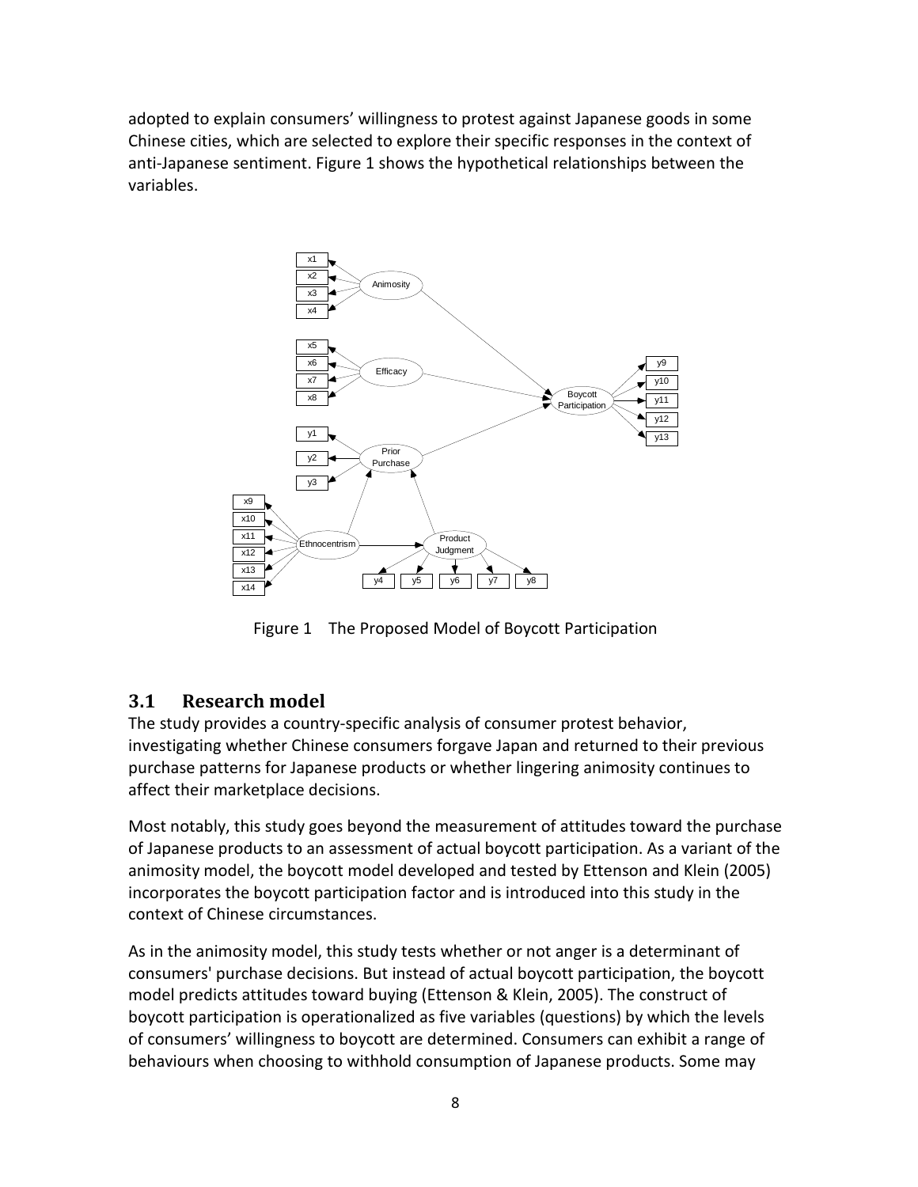adopted to explain consumers' willingness to protest against Japanese goods in some Chinese cities, which are selected to explore their specific responses in the context of anti-Japanese sentiment. Figure 1 shows the hypothetical relationships between the variables.

Figure 1 The Proposed Model of Boycott Participation

## 3.1 Research model

The study provides a country-specific analysis of consumer protest behavior, investigating whether Chinese consumers forgave Japan and returned to their previous purchase patterns for Japanese products or whether lingering animosity continues to affect their marketplace decisions.

Most notably, this study goes beyond the measurement of attitudes toward the purchase of Japanese products to an assessment of actual boycott participation. As a variant of the animosity model, the boycott model developed and tested by Ettenson and Klein (2005) incorporates the boycott participation factor and is introduced into this study in the context of Chinese circumstances.

As in the animosity model, this study tests whether or not anger is a determinant of consumers' purchase decisions. But instead of actual boycott participation, the boycott model predicts attitudes toward buying (Ettenson & Klein, 2005). The construct of boycott participation is operationalized as five variables (questions) by which the levels of consumers' willingness to boycott are determined. Consumers can exhibit a range of behaviours when choosing to withhold consumption of Japanese products. Some may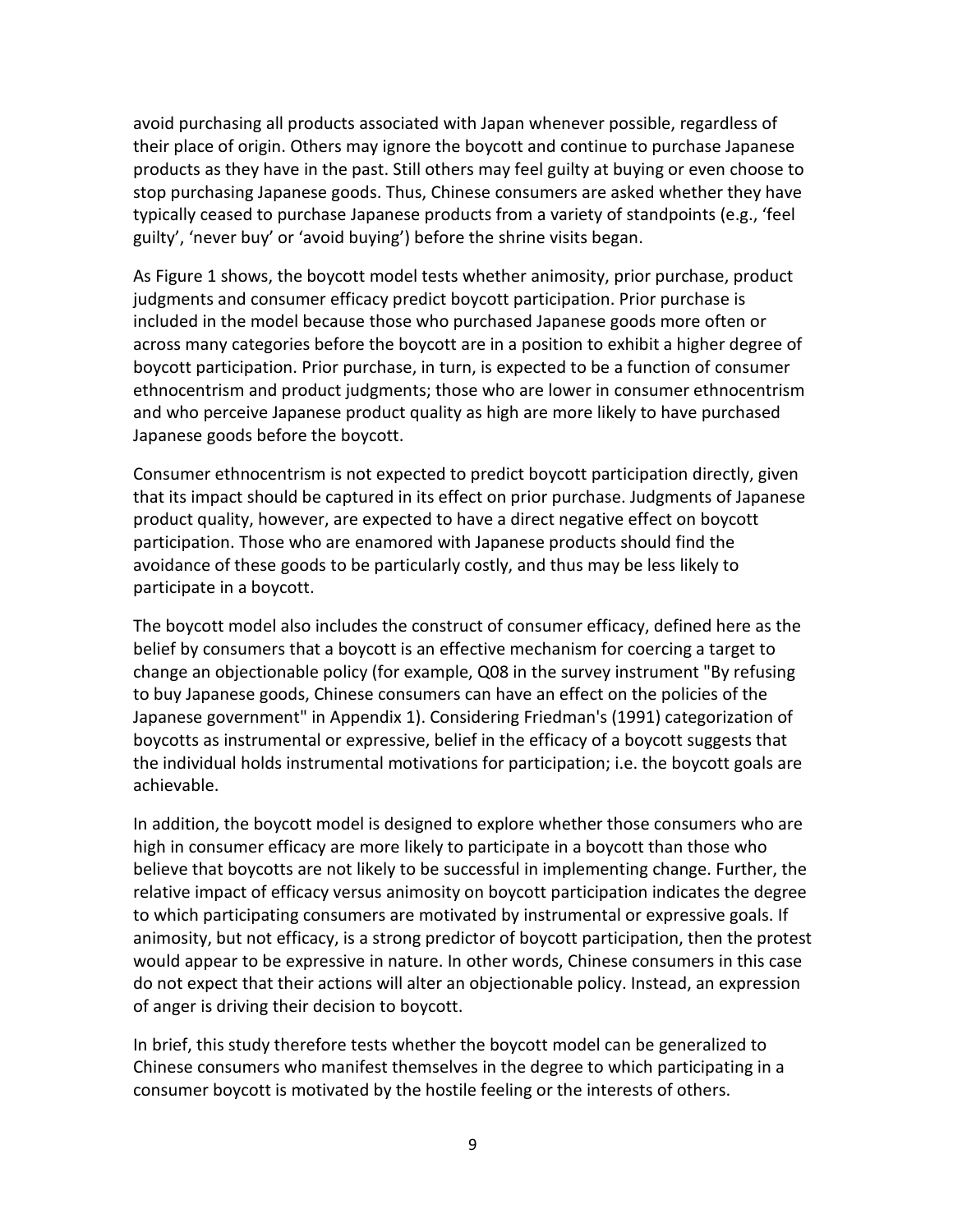avoid purchasing all products associated with Japan whenever possible, regardless of their place of origin. Others may ignore the boycott and continue to purchase Japanese products as they have in the past. Still others may feel guilty at buying or even choose to stop purchasing Japanese goods. Thus, Chinese consumers are asked whether they have typically ceased to purchase Japanese products from a variety of standpoints (e.g., 'feel guilty', 'never buy' or 'avoid buying') before the shrine visits began.

As Figure 1 shows, the boycott model tests whether animosity, prior purchase, product judgments and consumer efficacy predict boycott participation. Prior purchase is included in the model because those who purchased Japanese goods more often or across many categories before the boycott are in a position to exhibit a higher degree of boycott participation. Prior purchase, in turn, is expected to be a function of consumer ethnocentrism and product judgments; those who are lower in consumer ethnocentrism and who perceive Japanese product quality as high are more likely to have purchased Japanese goods before the boycott.

Consumer ethnocentrism is not expected to predict boycott participation directly, given that its impact should be captured in its effect on prior purchase. Judgments of Japanese product quality, however, are expected to have a direct negative effect on boycott participation. Those who are enamored with Japanese products should find the avoidance of these goods to be particularly costly, and thus may be less likely to participate in a boycott.

The boycott model also includes the construct of consumer efficacy, defined here as the belief by consumers that a boycott is an effective mechanism for coercing a target to change an objectionable policy (for example, Q08 in the survey instrument "By refusing to buy Japanese goods, Chinese consumers can have an effect on the policies of the Japanese government" in Appendix 1). Considering Friedman's (1991) categorization of boycotts as instrumental or expressive, belief in the efficacy of a boycott suggests that the individual holds instrumental motivations for participation; i.e. the boycott goals are achievable.

In addition, the boycott model is designed to explore whether those consumers who are high in consumer efficacy are more likely to participate in a boycott than those who believe that boycotts are not likely to be successful in implementing change. Further, the relative impact of efficacy versus animosity on boycott participation indicates the degree to which participating consumers are motivated by instrumental or expressive goals. If animosity, but not efficacy, is a strong predictor of boycott participation, then the protest would appear to be expressive in nature. In other words, Chinese consumers in this case do not expect that their actions will alter an objectionable policy. Instead, an expression of anger is driving their decision to boycott.

In brief, this study therefore tests whether the boycott model can be generalized to Chinese consumers who manifest themselves in the degree to which participating in a consumer boycott is motivated by the hostile feeling or the interests of others.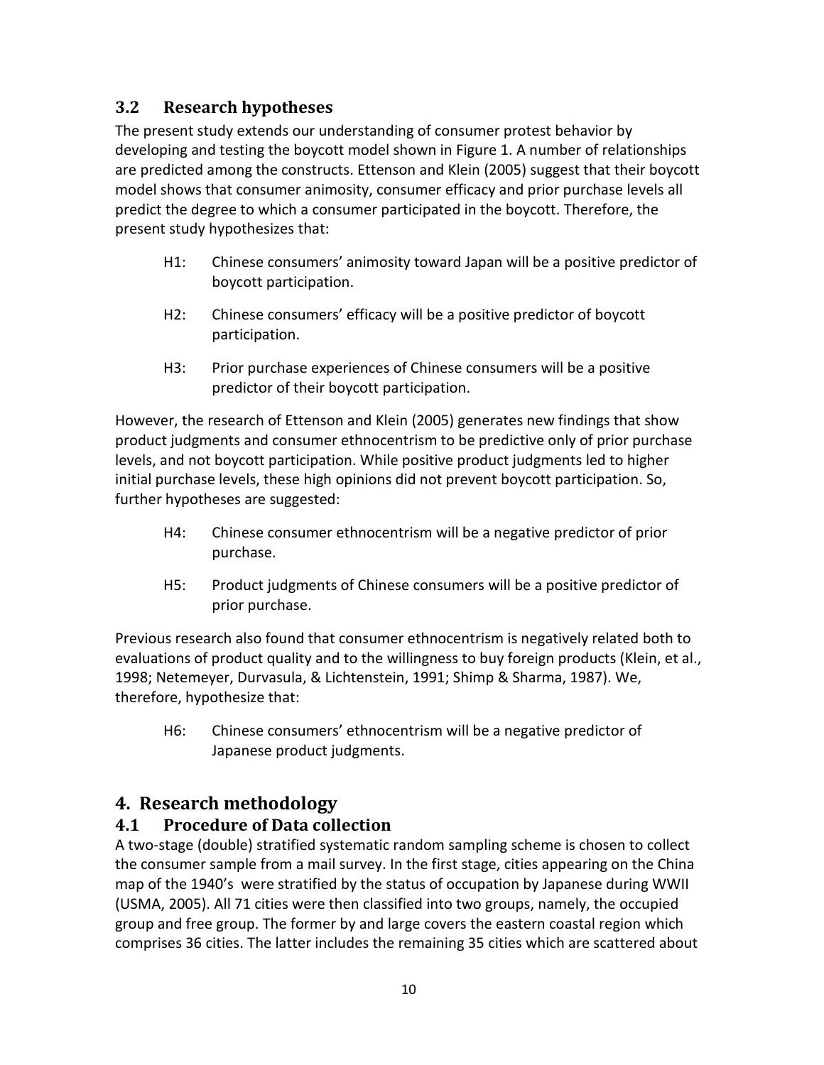### 3.2 Research hypotheses

The present study extends our understanding of consumer protest behavior by developing and testing the boycott model shown in Figure 1. A number of relationships are predicted among the constructs. Ettenson and Klein (2005) suggest that their boycott model shows that consumer animosity, consumer efficacy and prior purchase levels all predict the degree to which a consumer participated in the boycott. Therefore, the present study hypothesizes that:

- H1: Chinese consumers' animosity toward Japan will be a positive predictor of boycott participation.
- H2: Chinese consumers' efficacy will be a positive predictor of boycott participation.
- H3: Prior purchase experiences of Chinese consumers will be a positive predictor of their boycott participation.

However, the research of Ettenson and Klein (2005) generates new findings that show product judgments and consumer ethnocentrism to be predictive only of prior purchase levels, and not boycott participation. While positive product judgments led to higher initial purchase levels, these high opinions did not prevent boycott participation. So, further hypotheses are suggested:

- H4: Chinese consumer ethnocentrism will be a negative predictor of prior purchase.
- H5: Product judgments of Chinese consumers will be a positive predictor of prior purchase.

Previous research also found that consumer ethnocentrism is negatively related both to evaluations of product quality and to the willingness to buy foreign products (Klein, et al., 1998; Netemeyer, Durvasula, & Lichtenstein, 1991; Shimp & Sharma, 1987). We, therefore, hypothesize that:

- H6: Chinese consumers' ethnocentrism will be a negative predictor of Japanese product judgments.

## 4. Research methodology

### 4.1 Procedure of Data collection

A two-stage (double) stratified systematic random sampling scheme is chosen to collect the consumer sample from a mail survey. In the first stage, cities appearing on the China map of the 1940's were stratified by the status of occupation by Japanese during WWII (USMA, 2005). All 71 cities were then classified into two groups, namely, the occupied group and free group. The former by and large covers the eastern coastal region which comprises 36 cities. The latter includes the remaining 35 cities which are scattered about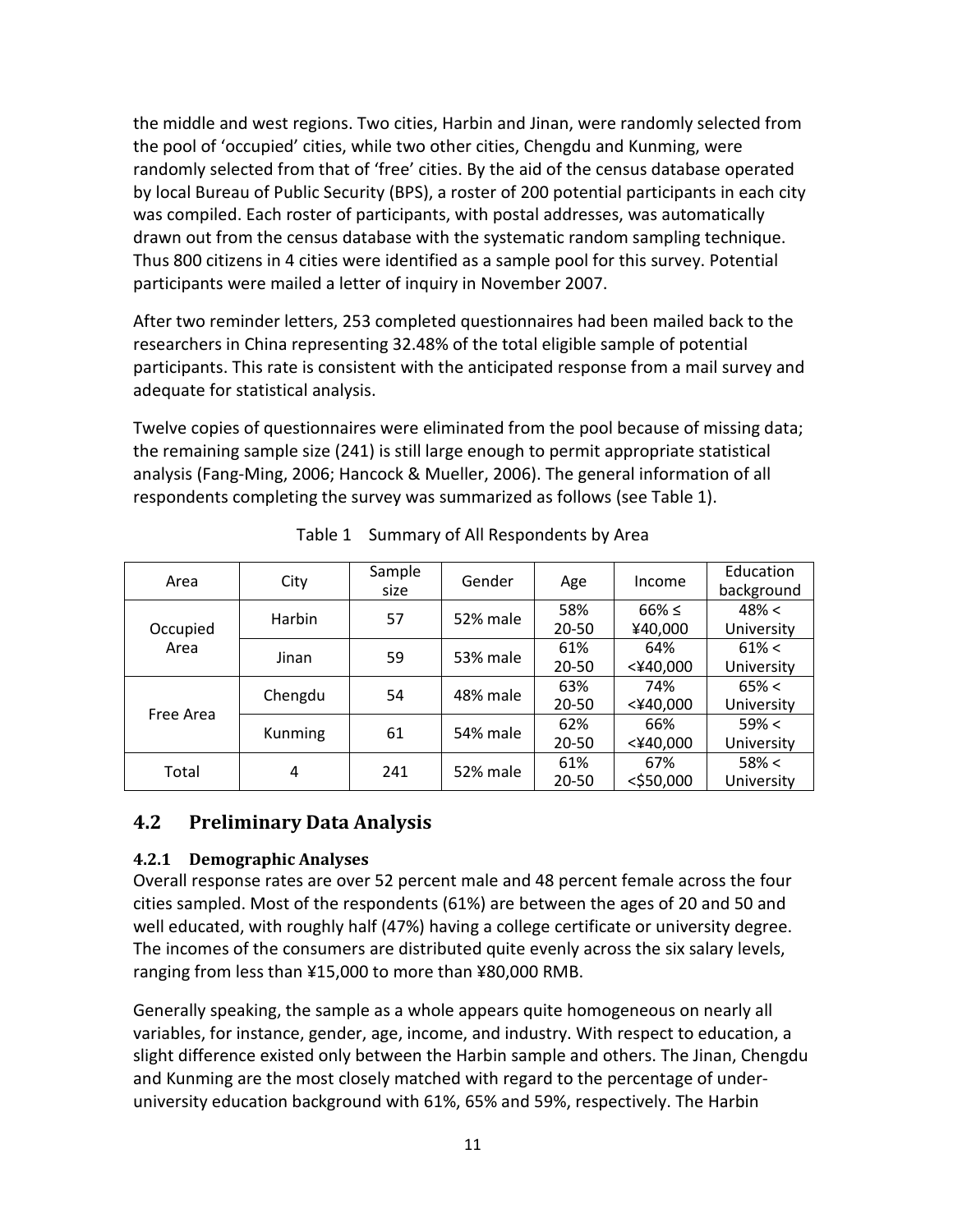the middle and west regions. Two cities, Harbin and Jinan, were randomly selected from the pool of 'occupied' cities, while two other cities, Chengdu and Kunming, were randomly selected from that of 'free' cities. By the aid of the census database operated by local Bureau of Public Security (BPS), a roster of 200 potential participants in each city was compiled. Each roster of participants, with postal addresses, was automatically drawn out from the census database with the systematic random sampling technique. Thus 800 citizens in 4 cities were identified as a sample pool for this survey. Potential participants were mailed a letter of inquiry in November 2007.

After two reminder letters, 253 completed questionnaires had been mailed back to the researchers in China representing 32.48% of the total eligible sample of potential participants. This rate is consistent with the anticipated response from a mail survey and adequate for statistical analysis.

Twelve copies of questionnaires were eliminated from the pool because of missing data; the remaining sample size (241) is still large enough to permit appropriate statistical analysis (Fang-Ming, 2006; Hancock & Mueller, 2006). The general information of all respondents completing the survey was summarized as follows (see Table 1).

Table 1 Summary of All Respondents by Area

| Area | City | Sample size | Gender | Age | Income | Education background |
|---|---|---|---|---|---|---|
| Occupied Area | Harbin | 57 | 52% male | 58% 20-50 | 66% ≤ ¥40,000 | 48% < University |
| | Jinan | 59 | 53% male | 61% 20-50 | 64% <¥40,000 | 61% < University |
| Free Area | Chengdu | 54 | 48% male | 63% 20-50 | 74% <¥40,000 | 65% < University |
| | Kunming | 61 | 54% male | 62% 20-50 | 66% <¥40,000 | 59% < University |
| Total | 4 | 241 | 52% male | 61% 20-50 | 67% <$50,000 | 58% < University |

## 4.2 Preliminary Data Analysis

### 4.2.1 Demographic Analyses

Overall response rates are over 52 percent male and 48 percent female across the four cities sampled. Most of the respondents (61%) are between the ages of 20 and 50 and well educated, with roughly half (47%) having a college certificate or university degree. The incomes of the consumers are distributed quite evenly across the six salary levels, ranging from less than ¥15,000 to more than ¥80,000 RMB.

Generally speaking, the sample as a whole appears quite homogeneous on nearly all variables, for instance, gender, age, income, and industry. With respect to education, a slight difference existed only between the Harbin sample and others. The Jinan, Chengdu and Kunming are the most closely matched with regard to the percentage of under-university education background with 61%, 65% and 59%, respectively. The Harbin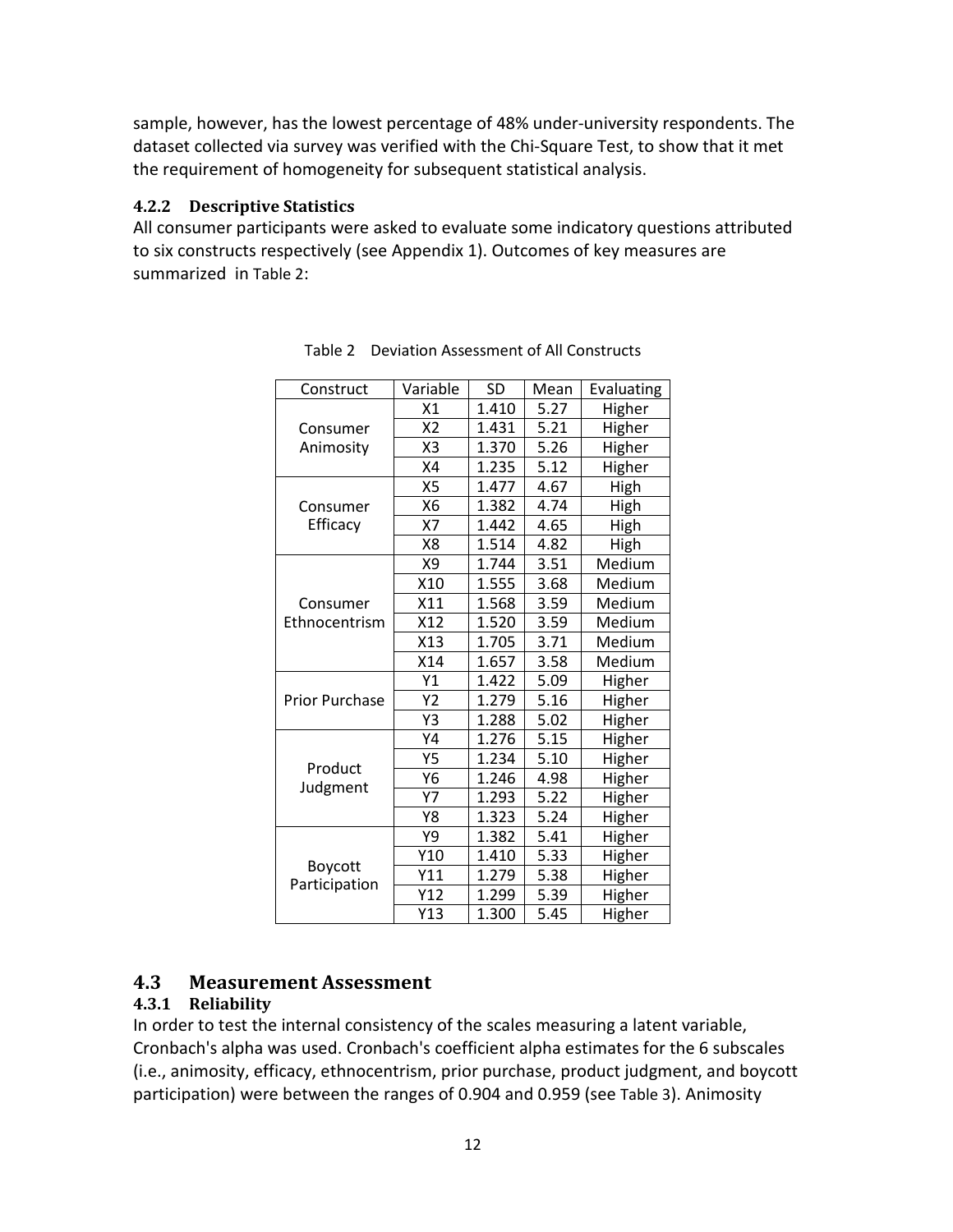sample, however, has the lowest percentage of 48% under-university respondents. The dataset collected via survey was verified with the Chi-Square Test, to show that it met the requirement of homogeneity for subsequent statistical analysis.

### 4.2.2 Descriptive Statistics

All consumer participants were asked to evaluate some indicatory questions attributed to six constructs respectively (see Appendix 1). Outcomes of key measures are summarized in Table 2:

Table 2 Deviation Assessment of All Constructs

| Construct | Variable | SD | Mean | Evaluating |
|---|---|---|---|---|
| Consumer Animosity | X1 | 1.410 | 5.27 | Higher |
| | X2 | 1.431 | 5.21 | Higher |
| | X3 | 1.370 | 5.26 | Higher |
| | X4 | 1.235 | 5.12 | Higher |
| Consumer Efficacy | X5 | 1.477 | 4.67 | High |
| | X6 | 1.382 | 4.74 | High |
| | X7 | 1.442 | 4.65 | High |
| | X8 | 1.514 | 4.82 | High |
| Consumer Ethnocentrism | X9 | 1.744 | 3.51 | Medium |
| | X10 | 1.555 | 3.68 | Medium |
| | X11 | 1.568 | 3.59 | Medium |
| | X12 | 1.520 | 3.59 | Medium |
| | X13 | 1.705 | 3.71 | Medium |
| | X14 | 1.657 | 3.58 | Medium |
| Prior Purchase | Y1 | 1.422 | 5.09 | Higher |
| | Y2 | 1.279 | 5.16 | Higher |
| | Y3 | 1.288 | 5.02 | Higher |
| Product Judgment | Y4 | 1.276 | 5.15 | Higher |
| | Y5 | 1.234 | 5.10 | Higher |
| | Y6 | 1.246 | 4.98 | Higher |
| | Y7 | 1.293 | 5.22 | Higher |
| | Y8 | 1.323 | 5.24 | Higher |
| Boycott Participation | Y9 | 1.382 | 5.41 | Higher |
| | Y10 | 1.410 | 5.33 | Higher |
| | Y11 | 1.279 | 5.38 | Higher |
| | Y12 | 1.299 | 5.39 | Higher |
| | Y13 | 1.300 | 5.45 | Higher |

## 4.3 Measurement Assessment

### 4.3.1 Reliability

In order to test the internal consistency of the scales measuring a latent variable, Cronbach's alpha was used. Cronbach's coefficient alpha estimates for the 6 subscales (i.e., animosity, efficacy, ethnocentrism, prior purchase, product judgment, and boycott participation) were between the ranges of 0.904 and 0.959 (see Table 3). Animosity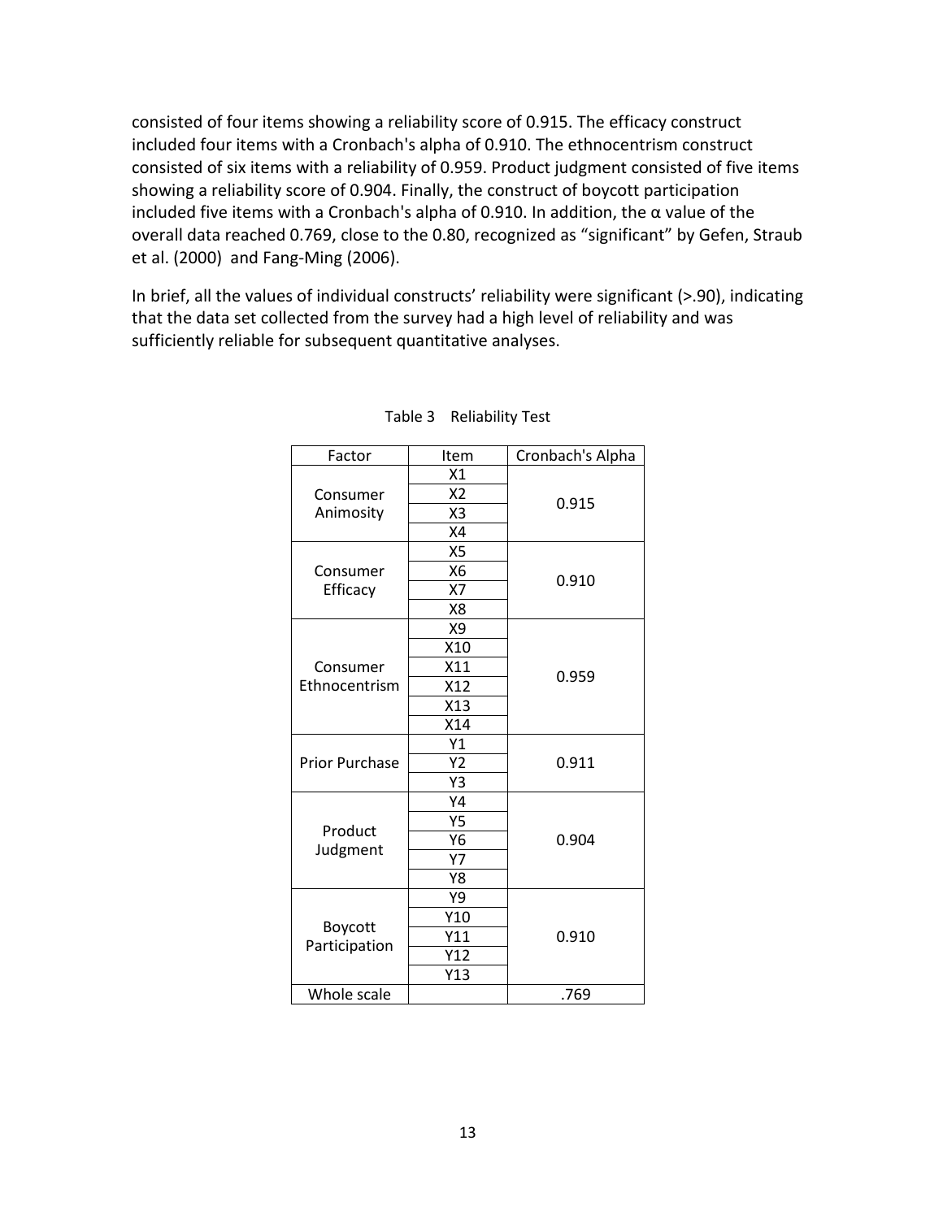consisted of four items showing a reliability score of 0.915. The efficacy construct included four items with a Cronbach's alpha of 0.910. The ethnocentrism construct consisted of six items with a reliability of 0.959. Product judgment consisted of five items showing a reliability score of 0.904. Finally, the construct of boycott participation included five items with a Cronbach's alpha of 0.910. In addition, the α value of the overall data reached 0.769, close to the 0.80, recognized as "significant" by Gefen, Straub et al. (2000) and Fang-Ming (2006).

In brief, all the values of individual constructs' reliability were significant (>.90), indicating that the data set collected from the survey had a high level of reliability and was sufficiently reliable for subsequent quantitative analyses.

Table 3 Reliability Test

| Factor | Item | Cronbach's Alpha |
|---|---|---|
| Consumer Animosity | X1 | 0.915 |
| | X2 | |
| | X3 | |
| | X4 | |
| Consumer Efficacy | X5 | 0.910 |
| | X6 | |
| | X7 | |
| | X8 | |
| Consumer Ethnocentrism | X9 | 0.959 |
| | X10 | |
| | X11 | |
| | X12 | |
| | X13 | |
| | X14 | |
| Prior Purchase | Y1 | 0.911 |
| | Y2 | |
| | Y3 | |
| Product Judgment | Y4 | 0.904 |
| | Y5 | |
| | Y6 | |
| | Y7 | |
| | Y8 | |
| Boycott Participation | Y9 | 0.910 |
| | Y10 | |
| | Y11 | |
| | Y12 | |
| | Y13 | |
| Whole scale | | .769 |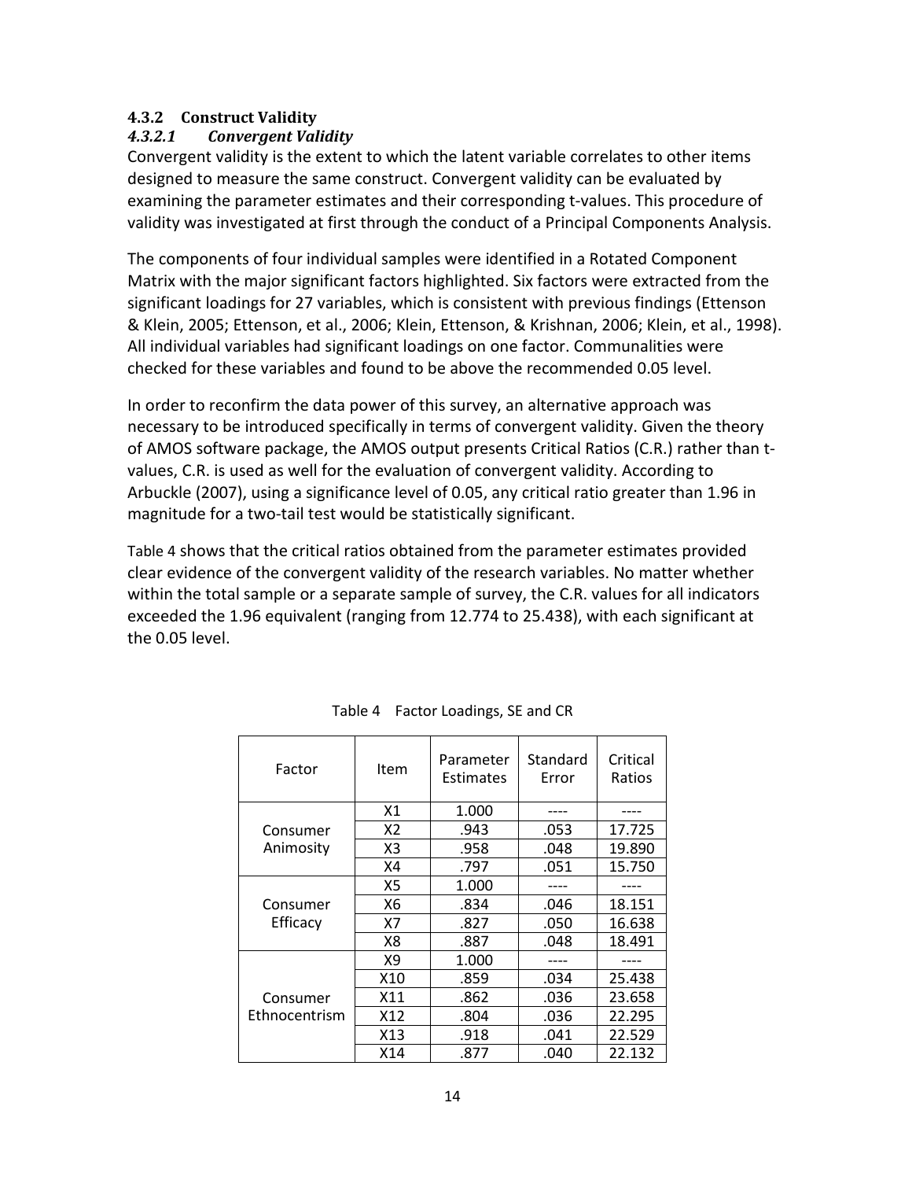### 4.3.2 Construct Validity

#### *4.3.2.1 Convergent Validity*

Convergent validity is the extent to which the latent variable correlates to other items designed to measure the same construct. Convergent validity can be evaluated by examining the parameter estimates and their corresponding t-values. This procedure of validity was investigated at first through the conduct of a Principal Components Analysis.

The components of four individual samples were identified in a Rotated Component Matrix with the major significant factors highlighted. Six factors were extracted from the significant loadings for 27 variables, which is consistent with previous findings (Ettenson & Klein, 2005; Ettenson, et al., 2006; Klein, Ettenson, & Krishnan, 2006; Klein, et al., 1998). All individual variables had significant loadings on one factor. Communalities were checked for these variables and found to be above the recommended 0.05 level.

In order to reconfirm the data power of this survey, an alternative approach was necessary to be introduced specifically in terms of convergent validity. Given the theory of AMOS software package, the AMOS output presents Critical Ratios (C.R.) rather than t-values, C.R. is used as well for the evaluation of convergent validity. According to Arbuckle (2007), using a significance level of 0.05, any critical ratio greater than 1.96 in magnitude for a two-tail test would be statistically significant.

Table 4 shows that the critical ratios obtained from the parameter estimates provided clear evidence of the convergent validity of the research variables. No matter whether within the total sample or a separate sample of survey, the C.R. values for all indicators exceeded the 1.96 equivalent (ranging from 12.774 to 25.438), with each significant at the 0.05 level.

Table 4 Factor Loadings, SE and CR

| Factor | Item | Parameter Estimates | Standard Error | Critical Ratios |
|---|---|---|---|---|
| Consumer Animosity | X1 | 1.000 | ---- | ---- |
| | X2 | .943 | .053 | 17.725 |
| | X3 | .958 | .048 | 19.890 |
| | X4 | .797 | .051 | 15.750 |
| Consumer Efficacy | X5 | 1.000 | ---- | ---- |
| | X6 | .834 | .046 | 18.151 |
| | X7 | .827 | .050 | 16.638 |
| | X8 | .887 | .048 | 18.491 |
| Consumer Ethnocentrism | X9 | 1.000 | ---- | ---- |
| | X10 | .859 | .034 | 25.438 |
| | X11 | .862 | .036 | 23.658 |
| | X12 | .804 | .036 | 22.295 |
| | X13 | .918 | .041 | 22.529 |
| | X14 | .877 | .040 | 22.132 |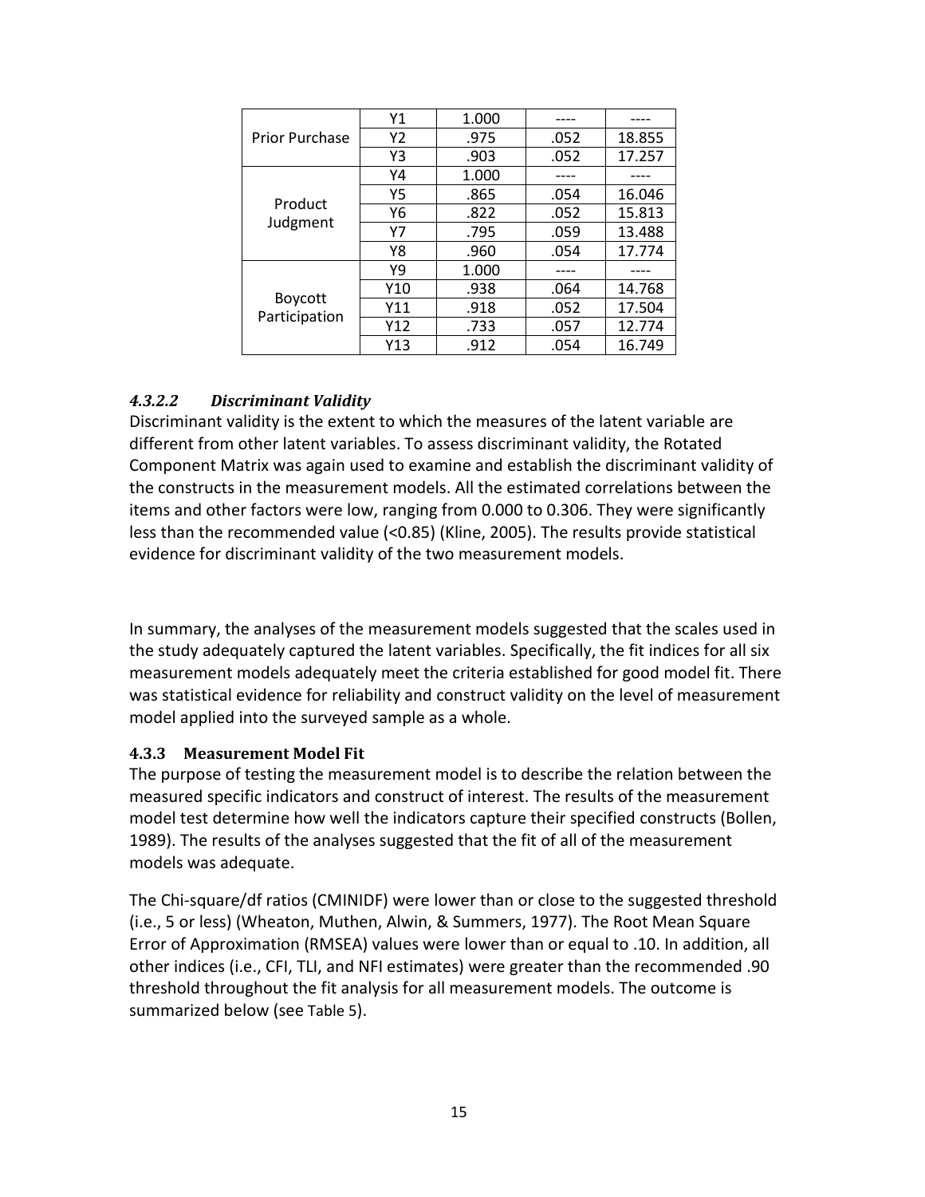| | | | | |
|---|---|---|---|---|
| Prior Purchase | Y1 | 1.000 | ---- | ---- |
| | Y2 | .975 | .052 | 18.855 |
| | Y3 | .903 | .052 | 17.257 |
| Product Judgment | Y4 | 1.000 | ---- | ---- |
| | Y5 | .865 | .054 | 16.046 |
| | Y6 | .822 | .052 | 15.813 |
| | Y7 | .795 | .059 | 13.488 |
| | Y8 | .960 | .054 | 17.774 |
| Boycott Participation | Y9 | 1.000 | ---- | ---- |
| | Y10 | .938 | .064 | 14.768 |
| | Y11 | .918 | .052 | 17.504 |
| | Y12 | .733 | .057 | 12.774 |
| | Y13 | .912 | .054 | 16.749 |

#### *4.3.2.2 Discriminant Validity*

Discriminant validity is the extent to which the measures of the latent variable are different from other latent variables. To assess discriminant validity, the Rotated Component Matrix was again used to examine and establish the discriminant validity of the constructs in the measurement models. All the estimated correlations between the items and other factors were low, ranging from 0.000 to 0.306. They were significantly less than the recommended value (<0.85) (Kline, 2005). The results provide statistical evidence for discriminant validity of the two measurement models.

In summary, the analyses of the measurement models suggested that the scales used in the study adequately captured the latent variables. Specifically, the fit indices for all six measurement models adequately meet the criteria established for good model fit. There was statistical evidence for reliability and construct validity on the level of measurement model applied into the surveyed sample as a whole.

### 4.3.3 Measurement Model Fit

The purpose of testing the measurement model is to describe the relation between the measured specific indicators and construct of interest. The results of the measurement model test determine how well the indicators capture their specified constructs (Bollen, 1989). The results of the analyses suggested that the fit of all of the measurement models was adequate.

The Chi-square/df ratios (CMINIDF) were lower than or close to the suggested threshold (i.e., 5 or less) (Wheaton, Muthen, Alwin, & Summers, 1977). The Root Mean Square Error of Approximation (RMSEA) values were lower than or equal to .10. In addition, all other indices (i.e., CFI, TLI, and NFI estimates) were greater than the recommended .90 threshold throughout the fit analysis for all measurement models. The outcome is summarized below (see Table 5).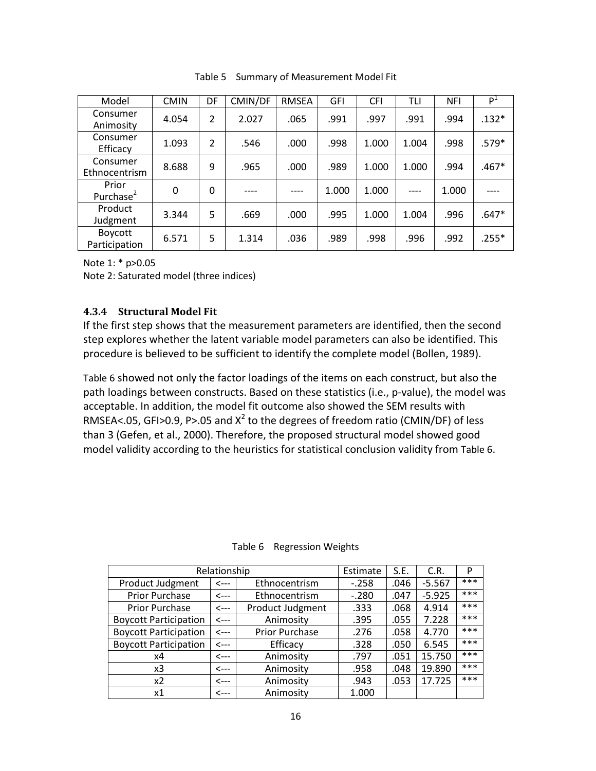Table 5 Summary of Measurement Model Fit

| Model | CMIN | DF | CMIN/DF | RMSEA | GFI | CFI | TLI | NFI | P[1] |
|---|---|---|---|---|---|---|---|---|---|
| Consumer Animosity | 4.054 | 2 | 2.027 | .065 | .991 | .997 | .991 | .994 | .132* |
| Consumer Efficacy | 1.093 | 2 | .546 | .000 | .998 | 1.000 | 1.004 | .998 | .579* |
| Consumer Ethnocentrism | 8.688 | 9 | .965 | .000 | .989 | 1.000 | 1.000 | .994 | .467* |
| Prior Purchase[2] | 0 | 0 | ---- | ---- | 1.000 | 1.000 | ---- | 1.000 | ---- |
| Product Judgment | 3.344 | 5 | .669 | .000 | .995 | 1.000 | 1.004 | .996 | .647* |
| Boycott Participation | 6.571 | 5 | 1.314 | .036 | .989 | .998 | .996 | .992 | .255* |

Note 1: * p>0.05

Note 2: Saturated model (three indices)

### 4.3.4 Structural Model Fit

If the first step shows that the measurement parameters are identified, then the second step explores whether the latent variable model parameters can also be identified. This procedure is believed to be sufficient to identify the complete model (Bollen, 1989).

Table 6 showed not only the factor loadings of the items on each construct, but also the path loadings between constructs. Based on these statistics (i.e., p-value), the model was acceptable. In addition, the model fit outcome also showed the SEM results with RMSEA<.05, GFI>0.9, P>.05 and $X^2$ to the degrees of freedom ratio (CMIN/DF) of less than 3 (Gefen, et al., 2000). Therefore, the proposed structural model showed good model validity according to the heuristics for statistical conclusion validity from Table 6.

Table 6 Regression Weights

| Relationship | | | Estimate | S.E. | C.R. | P |
|---|---|---|---|---|---|---|
| Product Judgment | <--- | Ethnocentrism | -.258 | .046 | -5.567 | *** |
| Prior Purchase | <--- | Ethnocentrism | -.280 | .047 | -5.925 | *** |
| Prior Purchase | <--- | Product Judgment | .333 | .068 | 4.914 | *** |
| Boycott Participation | <--- | Animosity | .395 | .055 | 7.228 | *** |
| Boycott Participation | <--- | Prior Purchase | .276 | .058 | 4.770 | *** |
| Boycott Participation | <--- | Efficacy | .328 | .050 | 6.545 | *** |
| x4 | <--- | Animosity | .797 | .051 | 15.750 | *** |
| x3 | <--- | Animosity | .958 | .048 | 19.890 | *** |
| x2 | <--- | Animosity | .943 | .053 | 17.725 | *** |
| x1 | <--- | Animosity | 1.000 | | | |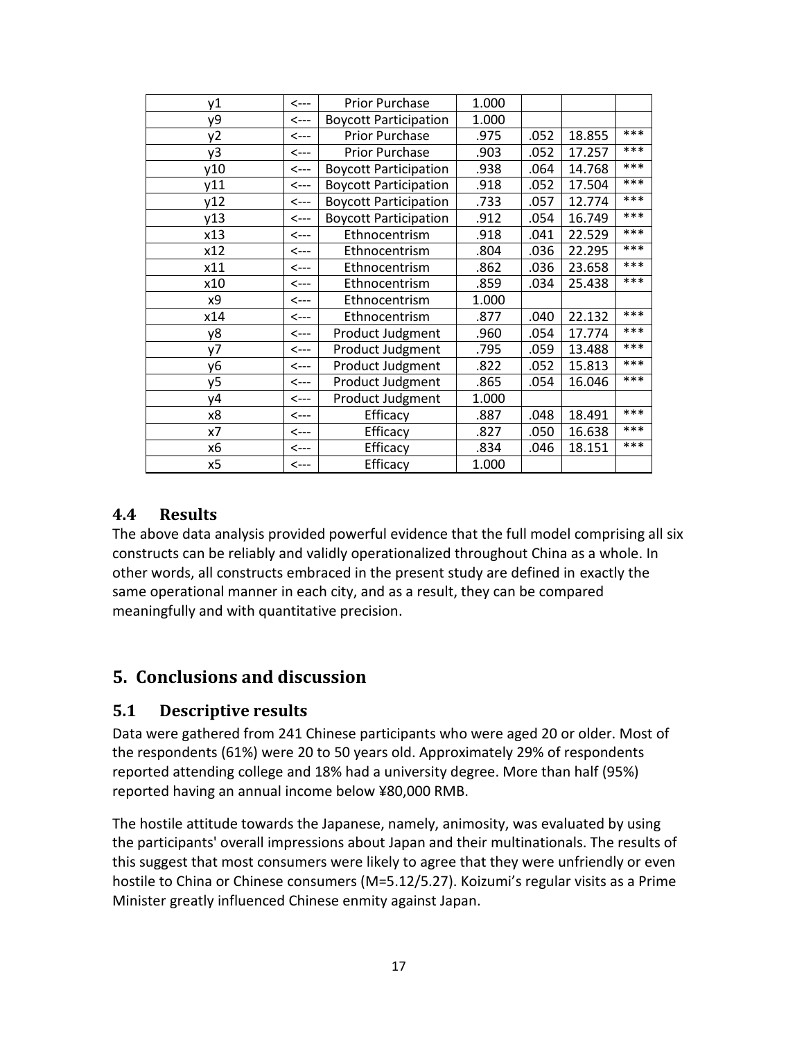| | | | | | | |
|---|---|---|---|---|---|---|
| y1 | <--- | Prior Purchase | 1.000 | | | |
| y9 | <--- | Boycott Participation | 1.000 | | | |
| y2 | <--- | Prior Purchase | .975 | .052 | 18.855 | *** |
| y3 | <--- | Prior Purchase | .903 | .052 | 17.257 | *** |
| y10 | <--- | Boycott Participation | .938 | .064 | 14.768 | *** |
| y11 | <--- | Boycott Participation | .918 | .052 | 17.504 | *** |
| y12 | <--- | Boycott Participation | .733 | .057 | 12.774 | *** |
| y13 | <--- | Boycott Participation | .912 | .054 | 16.749 | *** |
| x13 | <--- | Ethnocentrism | .918 | .041 | 22.529 | *** |
| x12 | <--- | Ethnocentrism | .804 | .036 | 22.295 | *** |
| x11 | <--- | Ethnocentrism | .862 | .036 | 23.658 | *** |
| x10 | <--- | Ethnocentrism | .859 | .034 | 25.438 | *** |
| x9 | <--- | Ethnocentrism | 1.000 | | | |
| x14 | <--- | Ethnocentrism | .877 | .040 | 22.132 | *** |
| y8 | <--- | Product Judgment | .960 | .054 | 17.774 | *** |
| y7 | <--- | Product Judgment | .795 | .059 | 13.488 | *** |
| y6 | <--- | Product Judgment | .822 | .052 | 15.813 | *** |
| y5 | <--- | Product Judgment | .865 | .054 | 16.046 | *** |
| y4 | <--- | Product Judgment | 1.000 | | | |
| x8 | <--- | Efficacy | .887 | .048 | 18.491 | *** |
| x7 | <--- | Efficacy | .827 | .050 | 16.638 | *** |
| x6 | <--- | Efficacy | .834 | .046 | 18.151 | *** |
| x5 | <--- | Efficacy | 1.000 | | | |

### 4.4 Results

The above data analysis provided powerful evidence that the full model comprising all six constructs can be reliably and validly operationalized throughout China as a whole. In other words, all constructs embraced in the present study are defined in exactly the same operational manner in each city, and as a result, they can be compared meaningfully and with quantitative precision.

## 5. Conclusions and discussion

### 5.1 Descriptive results

Data were gathered from 241 Chinese participants who were aged 20 or older. Most of the respondents (61%) were 20 to 50 years old. Approximately 29% of respondents reported attending college and 18% had a university degree. More than half (95%) reported having an annual income below ¥80,000 RMB.

The hostile attitude towards the Japanese, namely, animosity, was evaluated by using the participants' overall impressions about Japan and their multinationals. The results of this suggest that most consumers were likely to agree that they were unfriendly or even hostile to China or Chinese consumers (M=5.12/5.27). Koizumi's regular visits as a Prime Minister greatly influenced Chinese enmity against Japan.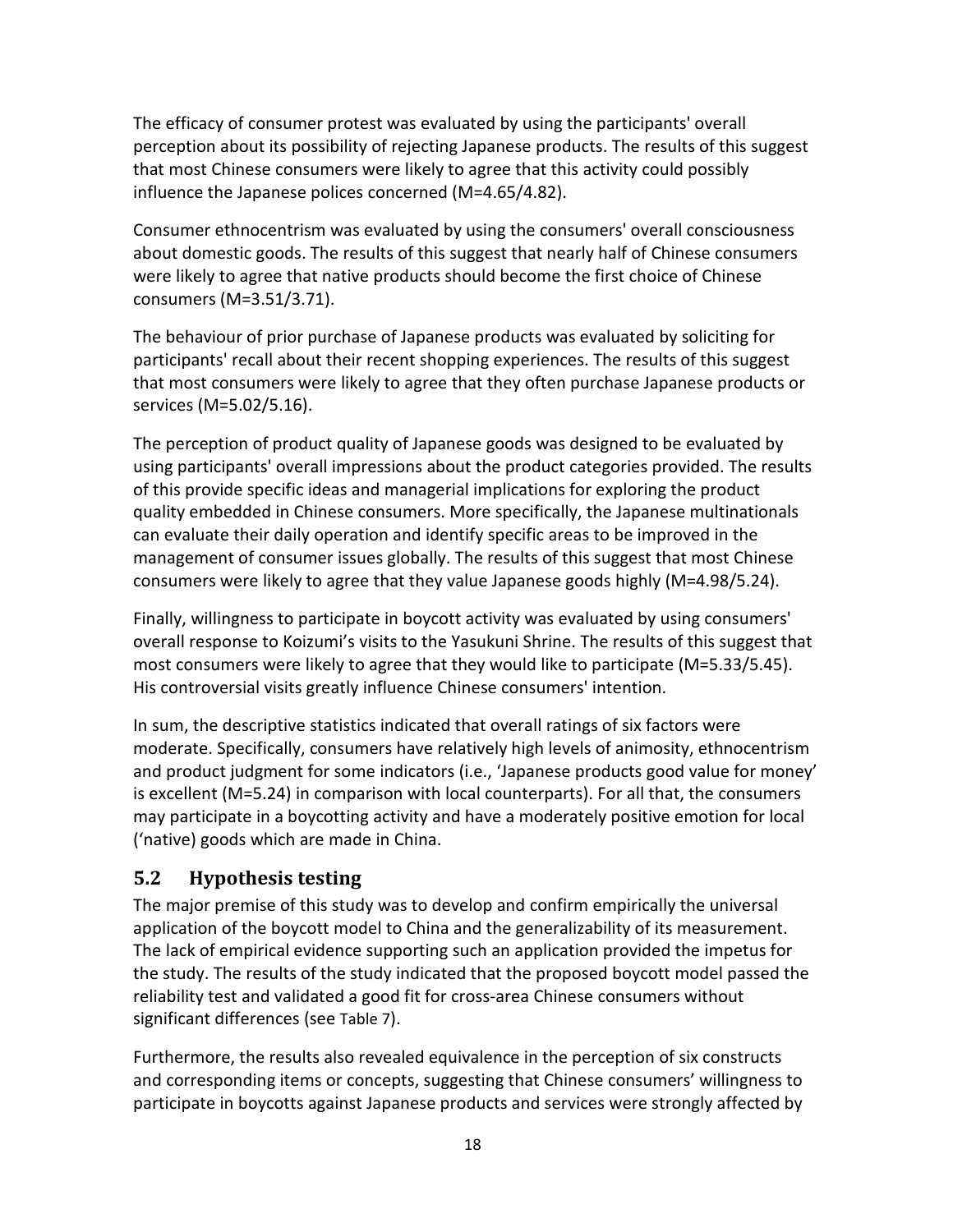The efficacy of consumer protest was evaluated by using the participants' overall perception about its possibility of rejecting Japanese products. The results of this suggest that most Chinese consumers were likely to agree that this activity could possibly influence the Japanese polices concerned (M=4.65/4.82).

Consumer ethnocentrism was evaluated by using the consumers' overall consciousness about domestic goods. The results of this suggest that nearly half of Chinese consumers were likely to agree that native products should become the first choice of Chinese consumers (M=3.51/3.71).

The behaviour of prior purchase of Japanese products was evaluated by soliciting for participants' recall about their recent shopping experiences. The results of this suggest that most consumers were likely to agree that they often purchase Japanese products or services (M=5.02/5.16).

The perception of product quality of Japanese goods was designed to be evaluated by using participants' overall impressions about the product categories provided. The results of this provide specific ideas and managerial implications for exploring the product quality embedded in Chinese consumers. More specifically, the Japanese multinationals can evaluate their daily operation and identify specific areas to be improved in the management of consumer issues globally. The results of this suggest that most Chinese consumers were likely to agree that they value Japanese goods highly (M=4.98/5.24).

Finally, willingness to participate in boycott activity was evaluated by using consumers' overall response to Koizumi's visits to the Yasukuni Shrine. The results of this suggest that most consumers were likely to agree that they would like to participate (M=5.33/5.45). His controversial visits greatly influence Chinese consumers' intention.

In sum, the descriptive statistics indicated that overall ratings of six factors were moderate. Specifically, consumers have relatively high levels of animosity, ethnocentrism and product judgment for some indicators (i.e., 'Japanese products good value for money' is excellent (M=5.24) in comparison with local counterparts). For all that, the consumers may participate in a boycotting activity and have a moderately positive emotion for local ('native) goods which are made in China.

## 5.2 Hypothesis testing

The major premise of this study was to develop and confirm empirically the universal application of the boycott model to China and the generalizability of its measurement. The lack of empirical evidence supporting such an application provided the impetus for the study. The results of the study indicated that the proposed boycott model passed the reliability test and validated a good fit for cross-area Chinese consumers without significant differences (see Table 7).

Furthermore, the results also revealed equivalence in the perception of six constructs and corresponding items or concepts, suggesting that Chinese consumers' willingness to participate in boycotts against Japanese products and services were strongly affected by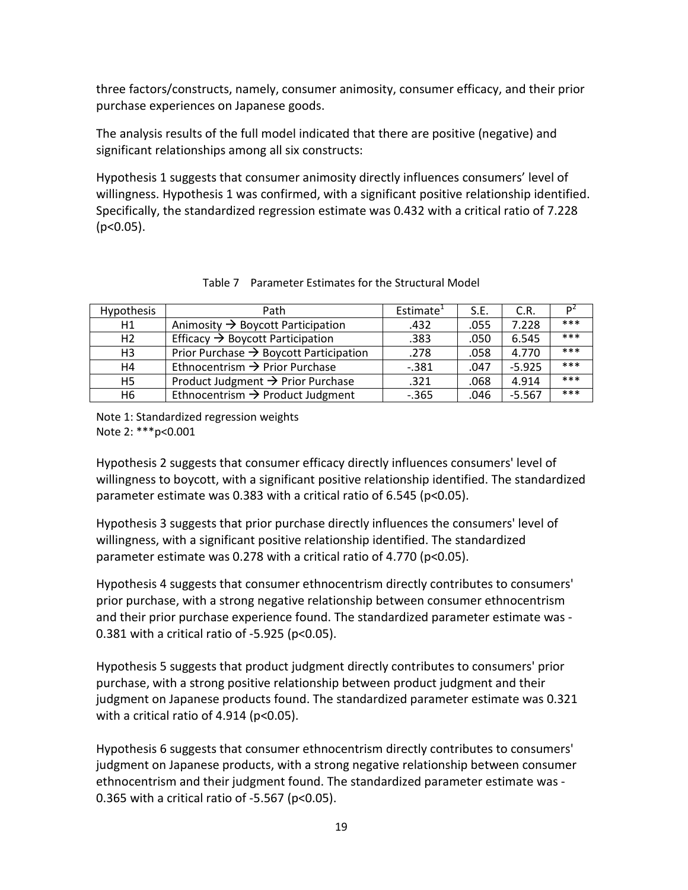three factors/constructs, namely, consumer animosity, consumer efficacy, and their prior purchase experiences on Japanese goods.

The analysis results of the full model indicated that there are positive (negative) and significant relationships among all six constructs:

Hypothesis 1 suggests that consumer animosity directly influences consumers' level of willingness. Hypothesis 1 was confirmed, with a significant positive relationship identified. Specifically, the standardized regression estimate was 0.432 with a critical ratio of 7.228 ($p<0.05$).

Table 7 Parameter Estimates for the Structural Model

| Hypothesis | Path | Estimate[1] | S.E. | C.R. | P[2] |
|---|---|---|---|---|---|
| H1 | Animosity → Boycott Participation | .432 | .055 | 7.228 | *** |
| H2 | Efficacy → Boycott Participation | .383 | .050 | 6.545 | *** |
| H3 | Prior Purchase → Boycott Participation | .278 | .058 | 4.770 | *** |
| H4 | Ethnocentrism → Prior Purchase | -.381 | .047 | -5.925 | *** |
| H5 | Product Judgment → Prior Purchase | .321 | .068 | 4.914 | *** |
| H6 | Ethnocentrism → Product Judgment | -.365 | .046 | -5.567 | *** |

Note 1: Standardized regression weights
Note 2: ***$p<0.001$

Hypothesis 2 suggests that consumer efficacy directly influences consumers' level of willingness to boycott, with a significant positive relationship identified. The standardized parameter estimate was 0.383 with a critical ratio of 6.545 ($p<0.05$).

Hypothesis 3 suggests that prior purchase directly influences the consumers' level of willingness, with a significant positive relationship identified. The standardized parameter estimate was 0.278 with a critical ratio of 4.770 ($p<0.05$).

Hypothesis 4 suggests that consumer ethnocentrism directly contributes to consumers' prior purchase, with a strong negative relationship between consumer ethnocentrism and their prior purchase experience found. The standardized parameter estimate was -0.381 with a critical ratio of -5.925 ($p<0.05$).

Hypothesis 5 suggests that product judgment directly contributes to consumers' prior purchase, with a strong positive relationship between product judgment and their judgment on Japanese products found. The standardized parameter estimate was 0.321 with a critical ratio of 4.914 ($p<0.05$).

Hypothesis 6 suggests that consumer ethnocentrism directly contributes to consumers' judgment on Japanese products, with a strong negative relationship between consumer ethnocentrism and their judgment found. The standardized parameter estimate was -0.365 with a critical ratio of -5.567 ($p<0.05$).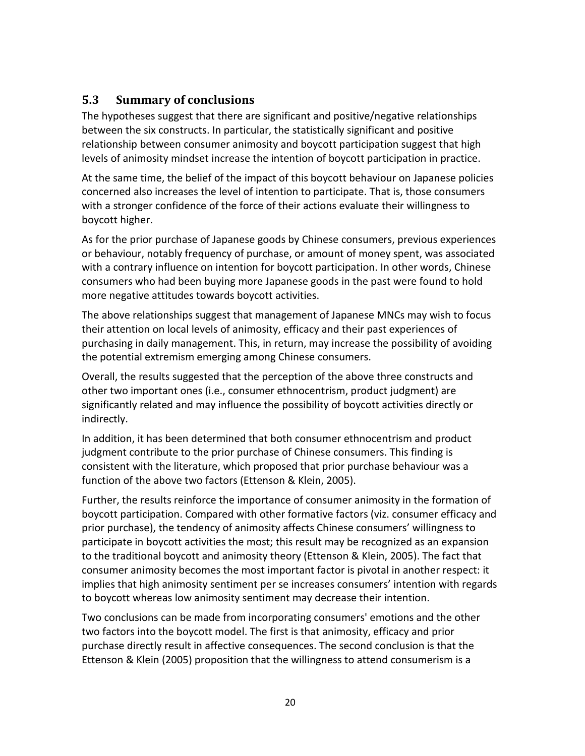## 5.3 Summary of conclusions

The hypotheses suggest that there are significant and positive/negative relationships between the six constructs. In particular, the statistically significant and positive relationship between consumer animosity and boycott participation suggest that high levels of animosity mindset increase the intention of boycott participation in practice.

At the same time, the belief of the impact of this boycott behaviour on Japanese policies concerned also increases the level of intention to participate. That is, those consumers with a stronger confidence of the force of their actions evaluate their willingness to boycott higher.

As for the prior purchase of Japanese goods by Chinese consumers, previous experiences or behaviour, notably frequency of purchase, or amount of money spent, was associated with a contrary influence on intention for boycott participation. In other words, Chinese consumers who had been buying more Japanese goods in the past were found to hold more negative attitudes towards boycott activities.

The above relationships suggest that management of Japanese MNCs may wish to focus their attention on local levels of animosity, efficacy and their past experiences of purchasing in daily management. This, in return, may increase the possibility of avoiding the potential extremism emerging among Chinese consumers.

Overall, the results suggested that the perception of the above three constructs and other two important ones (i.e., consumer ethnocentrism, product judgment) are significantly related and may influence the possibility of boycott activities directly or indirectly.

In addition, it has been determined that both consumer ethnocentrism and product judgment contribute to the prior purchase of Chinese consumers. This finding is consistent with the literature, which proposed that prior purchase behaviour was a function of the above two factors (Ettenson & Klein, 2005).

Further, the results reinforce the importance of consumer animosity in the formation of boycott participation. Compared with other formative factors (viz. consumer efficacy and prior purchase), the tendency of animosity affects Chinese consumers' willingness to participate in boycott activities the most; this result may be recognized as an expansion to the traditional boycott and animosity theory (Ettenson & Klein, 2005). The fact that consumer animosity becomes the most important factor is pivotal in another respect: it implies that high animosity sentiment per se increases consumers' intention with regards to boycott whereas low animosity sentiment may decrease their intention.

Two conclusions can be made from incorporating consumers' emotions and the other two factors into the boycott model. The first is that animosity, efficacy and prior purchase directly result in affective consequences. The second conclusion is that the Ettenson & Klein (2005) proposition that the willingness to attend consumerism is a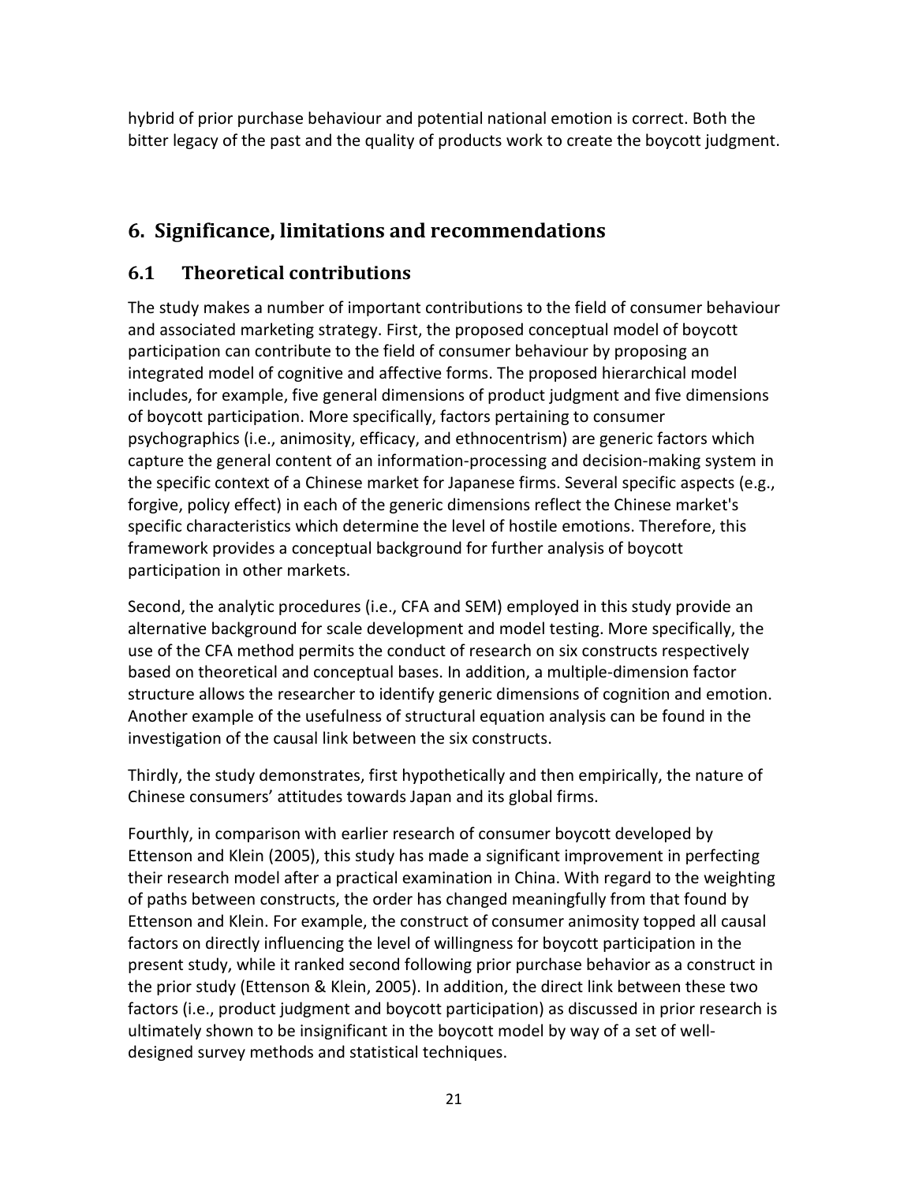hybrid of prior purchase behaviour and potential national emotion is correct. Both the bitter legacy of the past and the quality of products work to create the boycott judgment.

## 6. Significance, limitations and recommendations

### 6.1 Theoretical contributions

The study makes a number of important contributions to the field of consumer behaviour and associated marketing strategy. First, the proposed conceptual model of boycott participation can contribute to the field of consumer behaviour by proposing an integrated model of cognitive and affective forms. The proposed hierarchical model includes, for example, five general dimensions of product judgment and five dimensions of boycott participation. More specifically, factors pertaining to consumer psychographics (i.e., animosity, efficacy, and ethnocentrism) are generic factors which capture the general content of an information-processing and decision-making system in the specific context of a Chinese market for Japanese firms. Several specific aspects (e.g., forgive, policy effect) in each of the generic dimensions reflect the Chinese market's specific characteristics which determine the level of hostile emotions. Therefore, this framework provides a conceptual background for further analysis of boycott participation in other markets.

Second, the analytic procedures (i.e., CFA and SEM) employed in this study provide an alternative background for scale development and model testing. More specifically, the use of the CFA method permits the conduct of research on six constructs respectively based on theoretical and conceptual bases. In addition, a multiple-dimension factor structure allows the researcher to identify generic dimensions of cognition and emotion. Another example of the usefulness of structural equation analysis can be found in the investigation of the causal link between the six constructs.

Thirdly, the study demonstrates, first hypothetically and then empirically, the nature of Chinese consumers' attitudes towards Japan and its global firms.

Fourthly, in comparison with earlier research of consumer boycott developed by Ettenson and Klein (2005), this study has made a significant improvement in perfecting their research model after a practical examination in China. With regard to the weighting of paths between constructs, the order has changed meaningfully from that found by Ettenson and Klein. For example, the construct of consumer animosity topped all causal factors on directly influencing the level of willingness for boycott participation in the present study, while it ranked second following prior purchase behavior as a construct in the prior study (Ettenson & Klein, 2005). In addition, the direct link between these two factors (i.e., product judgment and boycott participation) as discussed in prior research is ultimately shown to be insignificant in the boycott model by way of a set of well-designed survey methods and statistical techniques.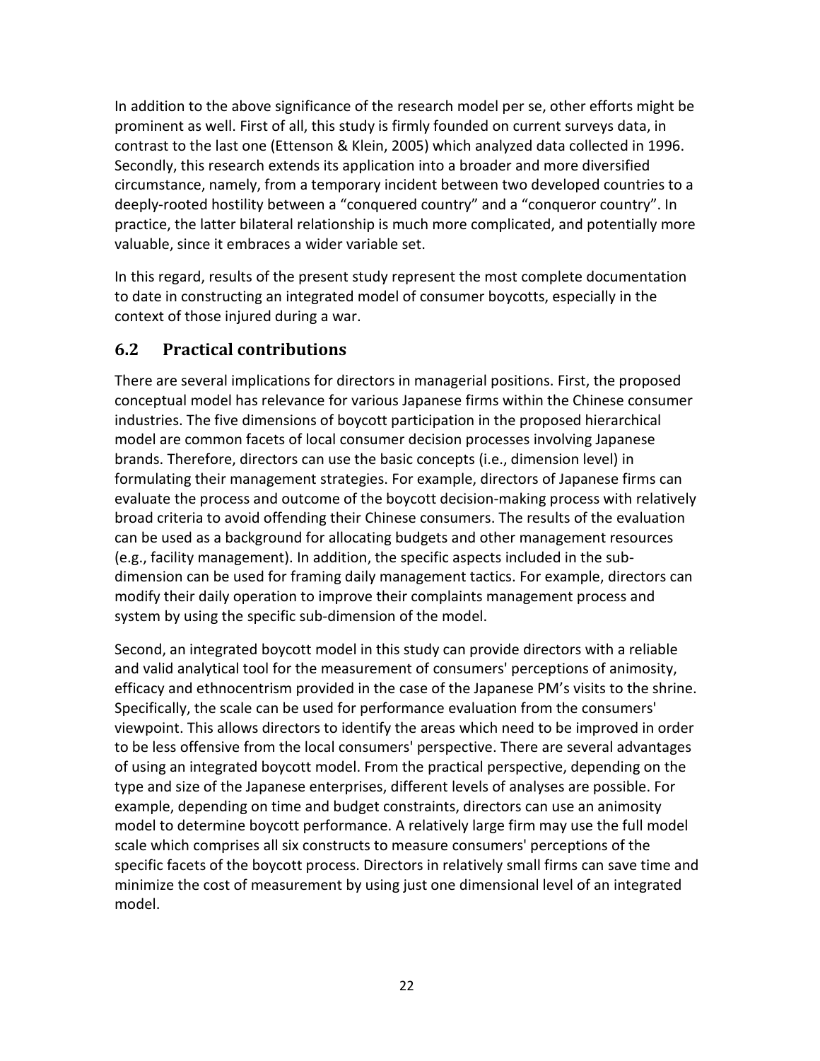In addition to the above significance of the research model per se, other efforts might be prominent as well. First of all, this study is firmly founded on current surveys data, in contrast to the last one (Ettenson & Klein, 2005) which analyzed data collected in 1996. Secondly, this research extends its application into a broader and more diversified circumstance, namely, from a temporary incident between two developed countries to a deeply-rooted hostility between a "conquered country" and a "conqueror country". In practice, the latter bilateral relationship is much more complicated, and potentially more valuable, since it embraces a wider variable set.

In this regard, results of the present study represent the most complete documentation to date in constructing an integrated model of consumer boycotts, especially in the context of those injured during a war.

## 6.2 Practical contributions

There are several implications for directors in managerial positions. First, the proposed conceptual model has relevance for various Japanese firms within the Chinese consumer industries. The five dimensions of boycott participation in the proposed hierarchical model are common facets of local consumer decision processes involving Japanese brands. Therefore, directors can use the basic concepts (i.e., dimension level) in formulating their management strategies. For example, directors of Japanese firms can evaluate the process and outcome of the boycott decision-making process with relatively broad criteria to avoid offending their Chinese consumers. The results of the evaluation can be used as a background for allocating budgets and other management resources (e.g., facility management). In addition, the specific aspects included in the sub-dimension can be used for framing daily management tactics. For example, directors can modify their daily operation to improve their complaints management process and system by using the specific sub-dimension of the model.

Second, an integrated boycott model in this study can provide directors with a reliable and valid analytical tool for the measurement of consumers' perceptions of animosity, efficacy and ethnocentrism provided in the case of the Japanese PM's visits to the shrine. Specifically, the scale can be used for performance evaluation from the consumers' viewpoint. This allows directors to identify the areas which need to be improved in order to be less offensive from the local consumers' perspective. There are several advantages of using an integrated boycott model. From the practical perspective, depending on the type and size of the Japanese enterprises, different levels of analyses are possible. For example, depending on time and budget constraints, directors can use an animosity model to determine boycott performance. A relatively large firm may use the full model scale which comprises all six constructs to measure consumers' perceptions of the specific facets of the boycott process. Directors in relatively small firms can save time and minimize the cost of measurement by using just one dimensional level of an integrated model.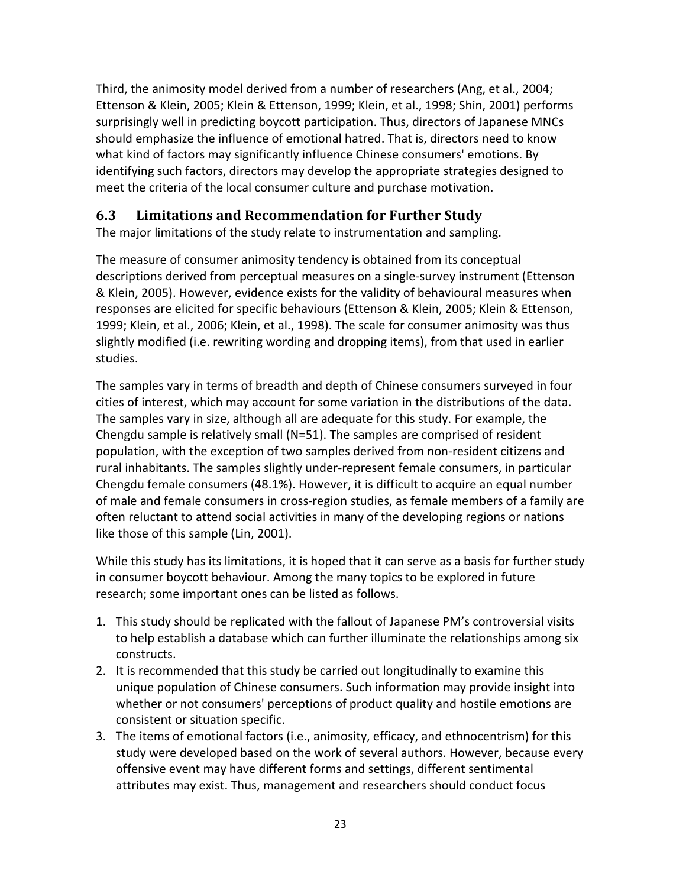Third, the animosity model derived from a number of researchers (Ang, et al., 2004; Ettenson & Klein, 2005; Klein & Ettenson, 1999; Klein, et al., 1998; Shin, 2001) performs surprisingly well in predicting boycott participation. Thus, directors of Japanese MNCs should emphasize the influence of emotional hatred. That is, directors need to know what kind of factors may significantly influence Chinese consumers' emotions. By identifying such factors, directors may develop the appropriate strategies designed to meet the criteria of the local consumer culture and purchase motivation.

## 6.3 Limitations and Recommendation for Further Study

The major limitations of the study relate to instrumentation and sampling.

The measure of consumer animosity tendency is obtained from its conceptual descriptions derived from perceptual measures on a single-survey instrument (Ettenson & Klein, 2005). However, evidence exists for the validity of behavioural measures when responses are elicited for specific behaviours (Ettenson & Klein, 2005; Klein & Ettenson, 1999; Klein, et al., 2006; Klein, et al., 1998). The scale for consumer animosity was thus slightly modified (i.e. rewriting wording and dropping items), from that used in earlier studies.

The samples vary in terms of breadth and depth of Chinese consumers surveyed in four cities of interest, which may account for some variation in the distributions of the data. The samples vary in size, although all are adequate for this study. For example, the Chengdu sample is relatively small (N=51). The samples are comprised of resident population, with the exception of two samples derived from non-resident citizens and rural inhabitants. The samples slightly under-represent female consumers, in particular Chengdu female consumers (48.1%). However, it is difficult to acquire an equal number of male and female consumers in cross-region studies, as female members of a family are often reluctant to attend social activities in many of the developing regions or nations like those of this sample (Lin, 2001).

While this study has its limitations, it is hoped that it can serve as a basis for further study in consumer boycott behaviour. Among the many topics to be explored in future research; some important ones can be listed as follows.

1. This study should be replicated with the fallout of Japanese PM's controversial visits to help establish a database which can further illuminate the relationships among six constructs.
2. It is recommended that this study be carried out longitudinally to examine this unique population of Chinese consumers. Such information may provide insight into whether or not consumers' perceptions of product quality and hostile emotions are consistent or situation specific.
3. The items of emotional factors (i.e., animosity, efficacy, and ethnocentrism) for this study were developed based on the work of several authors. However, because every offensive event may have different forms and settings, different sentimental attributes may exist. Thus, management and researchers should conduct focus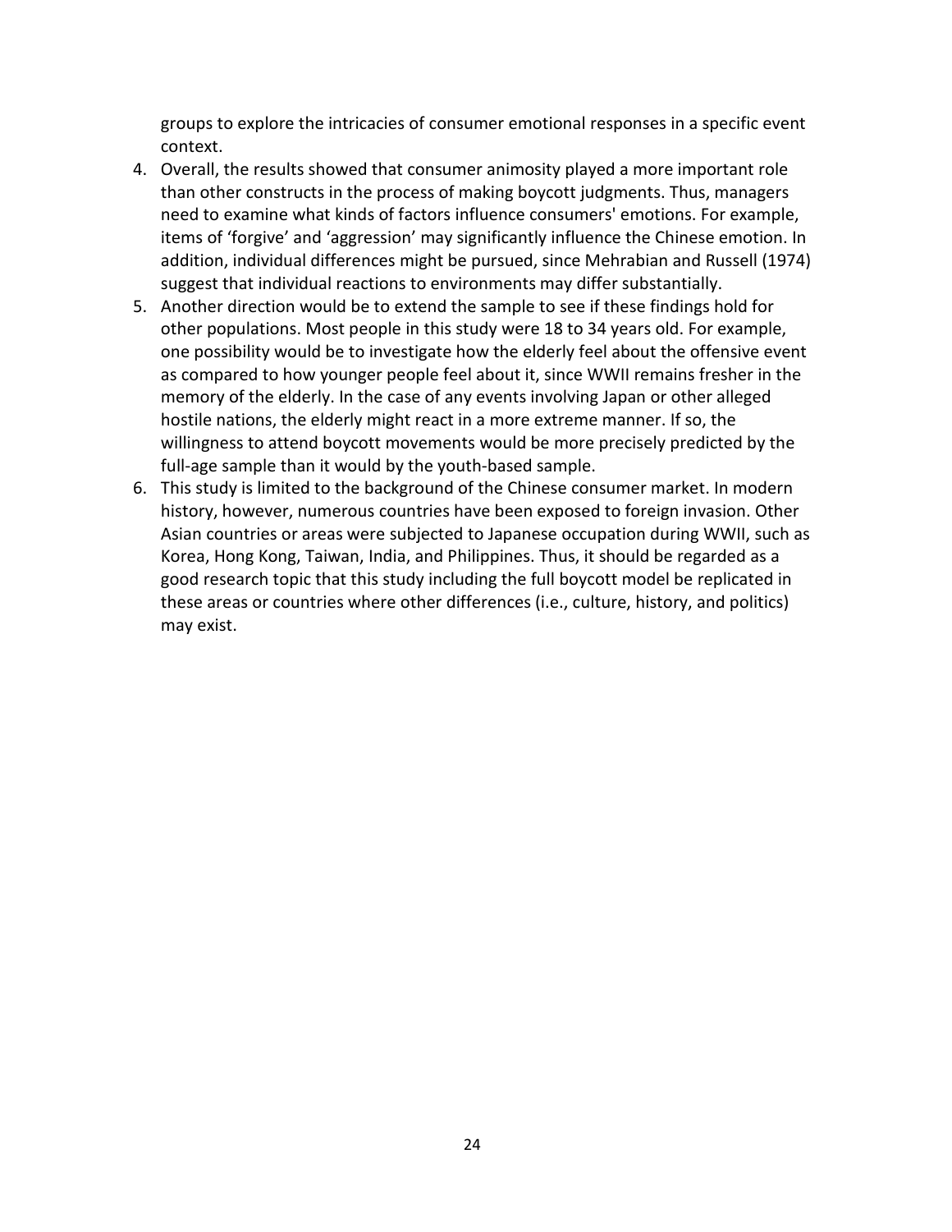groups to explore the intricacies of consumer emotional responses in a specific event context.

4. Overall, the results showed that consumer animosity played a more important role than other constructs in the process of making boycott judgments. Thus, managers need to examine what kinds of factors influence consumers' emotions. For example, items of 'forgive' and 'aggression' may significantly influence the Chinese emotion. In addition, individual differences might be pursued, since Mehrabian and Russell (1974) suggest that individual reactions to environments may differ substantially.
5. Another direction would be to extend the sample to see if these findings hold for other populations. Most people in this study were 18 to 34 years old. For example, one possibility would be to investigate how the elderly feel about the offensive event as compared to how younger people feel about it, since WWII remains fresher in the memory of the elderly. In the case of any events involving Japan or other alleged hostile nations, the elderly might react in a more extreme manner. If so, the willingness to attend boycott movements would be more precisely predicted by the full-age sample than it would by the youth-based sample.
6. This study is limited to the background of the Chinese consumer market. In modern history, however, numerous countries have been exposed to foreign invasion. Other Asian countries or areas were subjected to Japanese occupation during WWII, such as Korea, Hong Kong, Taiwan, India, and Philippines. Thus, it should be regarded as a good research topic that this study including the full boycott model be replicated in these areas or countries where other differences (i.e., culture, history, and politics) may exist.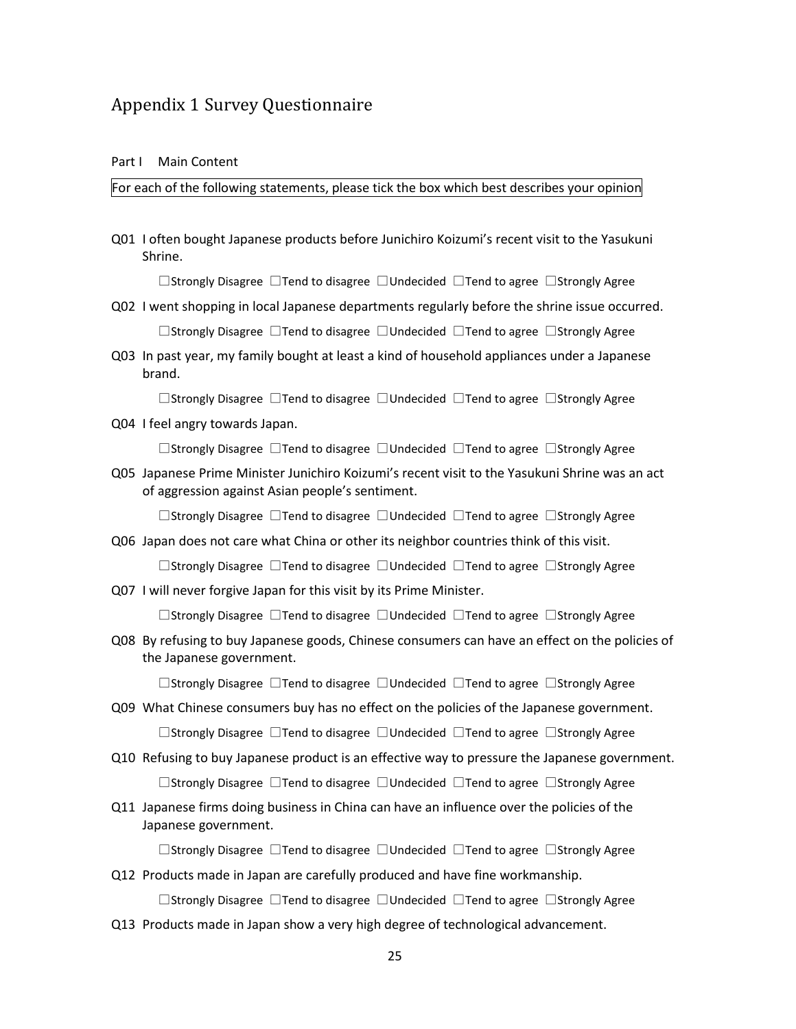# Appendix 1 Survey Questionnaire

Part I Main Content

For each of the following statements, please tick the box which best describes your opinion

Q01 I often bought Japanese products before Junichiro Koizumi's recent visit to the Yasukuni Shrine.

☐Strongly Disagree ☐Tend to disagree ☐Undecided ☐Tend to agree ☐Strongly Agree

Q02 I went shopping in local Japanese departments regularly before the shrine issue occurred.

☐Strongly Disagree ☐Tend to disagree ☐Undecided ☐Tend to agree ☐Strongly Agree

Q03 In past year, my family bought at least a kind of household appliances under a Japanese brand.

☐Strongly Disagree ☐Tend to disagree ☐Undecided ☐Tend to agree ☐Strongly Agree

Q04 I feel angry towards Japan.

☐Strongly Disagree ☐Tend to disagree ☐Undecided ☐Tend to agree ☐Strongly Agree

Q05 Japanese Prime Minister Junichiro Koizumi's recent visit to the Yasukuni Shrine was an act of aggression against Asian people's sentiment.

☐Strongly Disagree ☐Tend to disagree ☐Undecided ☐Tend to agree ☐Strongly Agree

Q06 Japan does not care what China or other its neighbor countries think of this visit.

☐Strongly Disagree ☐Tend to disagree ☐Undecided ☐Tend to agree ☐Strongly Agree

Q07 I will never forgive Japan for this visit by its Prime Minister.

☐Strongly Disagree ☐Tend to disagree ☐Undecided ☐Tend to agree ☐Strongly Agree

Q08 By refusing to buy Japanese goods, Chinese consumers can have an effect on the policies of the Japanese government.

☐Strongly Disagree ☐Tend to disagree ☐Undecided ☐Tend to agree ☐Strongly Agree

Q09 What Chinese consumers buy has no effect on the policies of the Japanese government.

☐Strongly Disagree ☐Tend to disagree ☐Undecided ☐Tend to agree ☐Strongly Agree

Q10 Refusing to buy Japanese product is an effective way to pressure the Japanese government.

☐Strongly Disagree ☐Tend to disagree ☐Undecided ☐Tend to agree ☐Strongly Agree

Q11 Japanese firms doing business in China can have an influence over the policies of the Japanese government.

☐Strongly Disagree ☐Tend to disagree ☐Undecided ☐Tend to agree ☐Strongly Agree

Q12 Products made in Japan are carefully produced and have fine workmanship.

☐Strongly Disagree ☐Tend to disagree ☐Undecided ☐Tend to agree ☐Strongly Agree

Q13 Products made in Japan show a very high degree of technological advancement.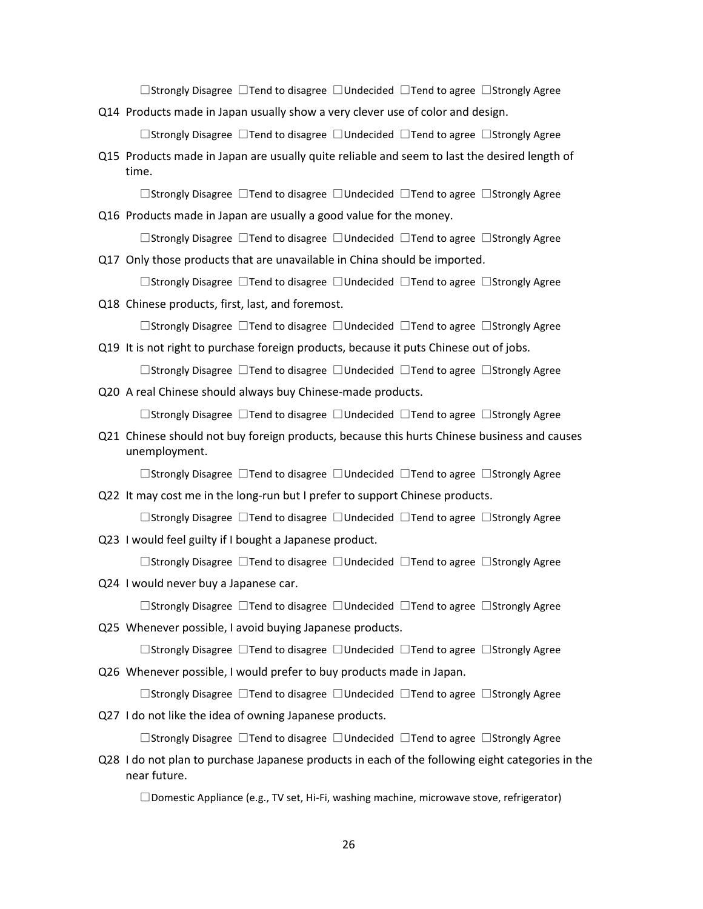☐Strongly Disagree ☐Tend to disagree ☐Undecided ☐Tend to agree ☐Strongly Agree

Q14 Products made in Japan usually show a very clever use of color and design.

☐Strongly Disagree ☐Tend to disagree ☐Undecided ☐Tend to agree ☐Strongly Agree

Q15 Products made in Japan are usually quite reliable and seem to last the desired length of time.

☐Strongly Disagree ☐Tend to disagree ☐Undecided ☐Tend to agree ☐Strongly Agree

Q16 Products made in Japan are usually a good value for the money.

☐Strongly Disagree ☐Tend to disagree ☐Undecided ☐Tend to agree ☐Strongly Agree

Q17 Only those products that are unavailable in China should be imported.

☐Strongly Disagree ☐Tend to disagree ☐Undecided ☐Tend to agree ☐Strongly Agree

Q18 Chinese products, first, last, and foremost.

☐Strongly Disagree ☐Tend to disagree ☐Undecided ☐Tend to agree ☐Strongly Agree

Q19 It is not right to purchase foreign products, because it puts Chinese out of jobs.

☐Strongly Disagree ☐Tend to disagree ☐Undecided ☐Tend to agree ☐Strongly Agree

Q20 A real Chinese should always buy Chinese-made products.

☐Strongly Disagree ☐Tend to disagree ☐Undecided ☐Tend to agree ☐Strongly Agree

Q21 Chinese should not buy foreign products, because this hurts Chinese business and causes unemployment.

☐Strongly Disagree ☐Tend to disagree ☐Undecided ☐Tend to agree ☐Strongly Agree

Q22 It may cost me in the long-run but I prefer to support Chinese products.

☐Strongly Disagree ☐Tend to disagree ☐Undecided ☐Tend to agree ☐Strongly Agree

Q23 I would feel guilty if I bought a Japanese product.

☐Strongly Disagree ☐Tend to disagree ☐Undecided ☐Tend to agree ☐Strongly Agree

Q24 I would never buy a Japanese car.

☐Strongly Disagree ☐Tend to disagree ☐Undecided ☐Tend to agree ☐Strongly Agree

Q25 Whenever possible, I avoid buying Japanese products.

☐Strongly Disagree ☐Tend to disagree ☐Undecided ☐Tend to agree ☐Strongly Agree

Q26 Whenever possible, I would prefer to buy products made in Japan.

☐Strongly Disagree ☐Tend to disagree ☐Undecided ☐Tend to agree ☐Strongly Agree

Q27 I do not like the idea of owning Japanese products.

☐Strongly Disagree ☐Tend to disagree ☐Undecided ☐Tend to agree ☐Strongly Agree

Q28 I do not plan to purchase Japanese products in each of the following eight categories in the near future.

☐Domestic Appliance (e.g., TV set, Hi-Fi, washing machine, microwave stove, refrigerator)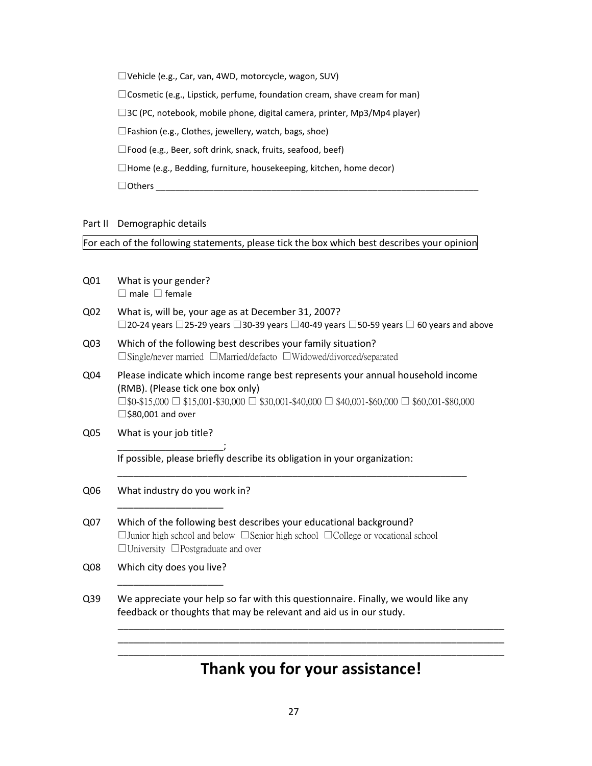☐Vehicle (e.g., Car, van, 4WD, motorcycle, wagon, SUV)

☐Cosmetic (e.g., Lipstick, perfume, foundation cream, shave cream for man)

☐3C (PC, notebook, mobile phone, digital camera, printer, Mp3/Mp4 player)

☐Fashion (e.g., Clothes, jewellery, watch, bags, shoe)

☐Food (e.g., Beer, soft drink, snack, fruits, seafood, beef)

☐Home (e.g., Bedding, furniture, housekeeping, kitchen, home decor)

☐Others ____________________________________________________________________

Part II Demographic details

For each of the following statements, please tick the box which best describes your opinion

Q01 What is your gender?
☐ male ☐ female

Q02 What is, will be, your age as at December 31, 2007?
☐20-24 years ☐25-29 years ☐30-39 years ☐40-49 years ☐50-59 years ☐ 60 years and above

Q03 Which of the following best describes your family situation?
☐Single/never married ☐Married/defacto ☐Widowed/divorced/separated

Q04 Please indicate which income range best represents your annual household income (RMB). (Please tick one box only)
☐$0-$15,000 ☐ $15,001-$30,000 ☐ $30,001-$40,000 ☐ $40,001-$60,000 ☐ $60,001-$80,000 ☐$80,001 and over

Q05 What is your job title?
____________________;
If possible, please briefly describe its obligation in your organization:
_______________________________________________________________________

Q06 What industry do you work in?
____________________

Q07 Which of the following best describes your educational background?
☐Junior high school and below ☐Senior high school ☐College or vocational school ☐University ☐Postgraduate and over

Q08 Which city does you live?
____________________

Q39 We appreciate your help so far with this questionnaire. Finally, we would like any feedback or thoughts that may be relevant and aid us in our study.
_______________________________________________________________________________
_______________________________________________________________________________
_______________________________________________________________________________

# Thank you for your assistance!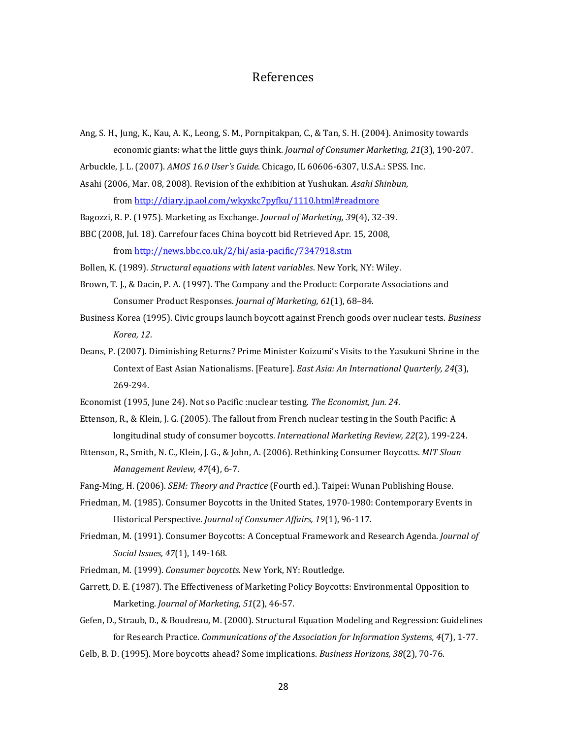# References

Ang, S. H., Jung, K., Kau, A. K., Leong, S. M., Pornpitakpan, C., & Tan, S. H. (2004). Animosity towards economic giants: what the little guys think. *Journal of Consumer Marketing, 21*(3), 190-207.

Arbuckle, J. L. (2007). *AMOS 16.0 User's Guide*. Chicago, IL 60606-6307, U.S.A.: SPSS. Inc.

Asahi (2006, Mar. 08, 2008). Revision of the exhibition at Yushukan. *Asahi Shinbun*, from http://diary.jp.aol.com/wkyxkc7pyfku/1110.html#readmore

Bagozzi, R. P. (1975). Marketing as Exchange. *Journal of Marketing, 39*(4), 32-39.

BBC (2008, Jul. 18). Carrefour faces China boycott bid Retrieved Apr. 15, 2008, from http://news.bbc.co.uk/2/hi/asia-pacific/7347918.stm

Bollen, K. (1989). *Structural equations with latent variables*. New York, NY: Wiley.

Brown, T. J., & Dacin, P. A. (1997). The Company and the Product: Corporate Associations and Consumer Product Responses. *Journal of Marketing, 61*(1), 68–84.

Business Korea (1995). Civic groups launch boycott against French goods over nuclear tests. *Business Korea, 12*.

Deans, P. (2007). Diminishing Returns? Prime Minister Koizumi's Visits to the Yasukuni Shrine in the Context of East Asian Nationalisms. [Feature]. *East Asia: An International Quarterly, 24*(3), 269-294.

Economist (1995, June 24). Not so Pacific :nuclear testing. *The Economist, Jun. 24*.

Ettenson, R., & Klein, J. G. (2005). The fallout from French nuclear testing in the South Pacific: A longitudinal study of consumer boycotts. *International Marketing Review, 22*(2), 199-224.

Ettenson, R., Smith, N. C., Klein, J. G., & John, A. (2006). Rethinking Consumer Boycotts. *MIT Sloan Management Review, 47*(4), 6-7.

Fang-Ming, H. (2006). *SEM: Theory and Practice* (Fourth ed.). Taipei: Wunan Publishing House.

Friedman, M. (1985). Consumer Boycotts in the United States, 1970-1980: Contemporary Events in Historical Perspective. *Journal of Consumer Affairs, 19*(1), 96-117.

Friedman, M. (1991). Consumer Boycotts: A Conceptual Framework and Research Agenda. *Journal of Social Issues, 47*(1), 149-168.

Friedman, M. (1999). *Consumer boycotts*. New York, NY: Routledge.

Garrett, D. E. (1987). The Effectiveness of Marketing Policy Boycotts: Environmental Opposition to Marketing. *Journal of Marketing, 51*(2), 46-57.

Gefen, D., Straub, D., & Boudreau, M. (2000). Structural Equation Modeling and Regression: Guidelines for Research Practice. *Communications of the Association for Information Systems, 4*(7), 1-77.

Gelb, B. D. (1995). More boycotts ahead? Some implications. *Business Horizons, 38*(2), 70-76.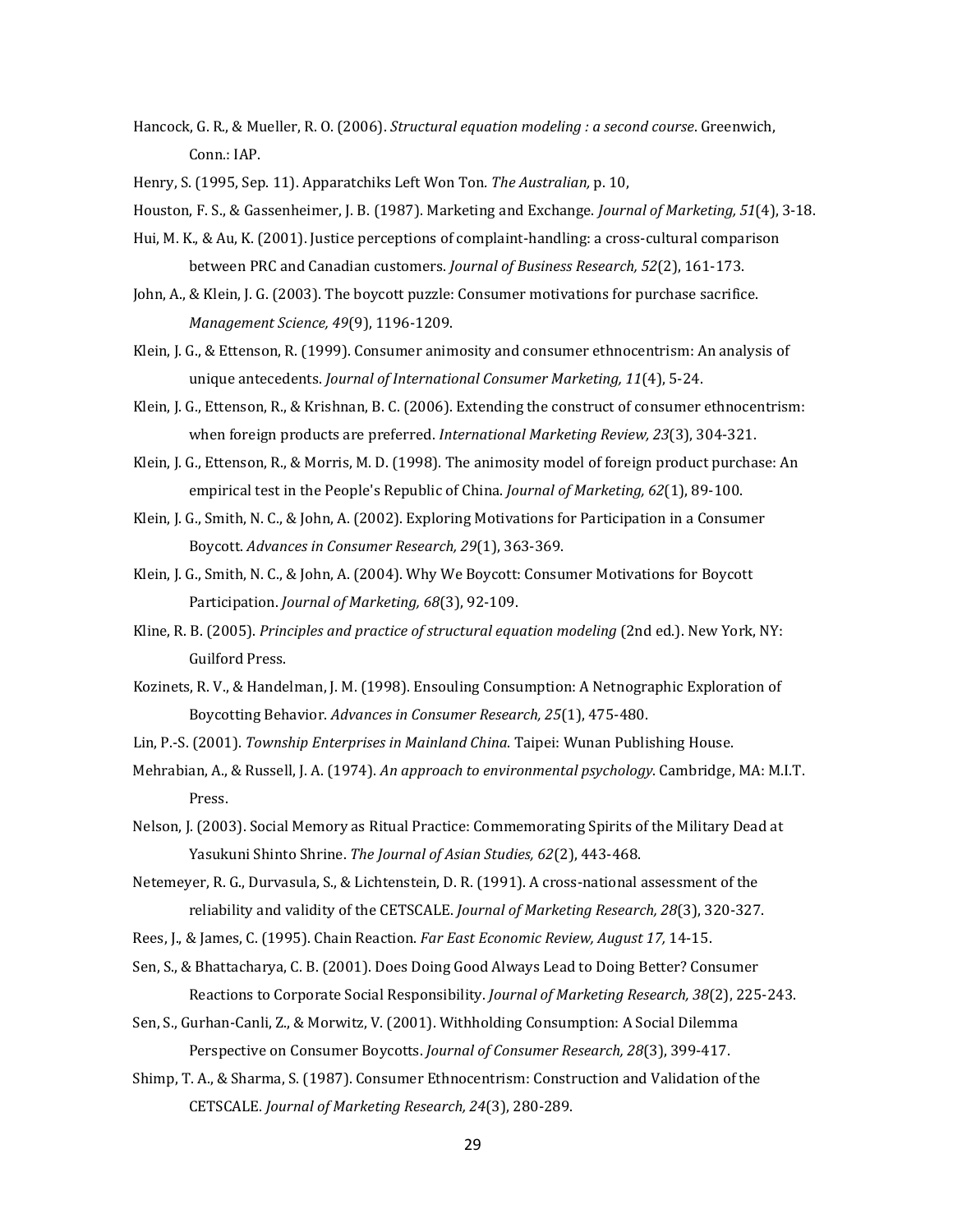Hancock, G. R., & Mueller, R. O. (2006). *Structural equation modeling : a second course*. Greenwich, Conn.: IAP.

Henry, S. (1995, Sep. 11). Apparatchiks Left Won Ton. *The Australian,* p. 10,

Houston, F. S., & Gassenheimer, J. B. (1987). Marketing and Exchange. *Journal of Marketing, 51*(4), 3-18.

Hui, M. K., & Au, K. (2001). Justice perceptions of complaint-handling: a cross-cultural comparison between PRC and Canadian customers. *Journal of Business Research, 52*(2), 161-173.

John, A., & Klein, J. G. (2003). The boycott puzzle: Consumer motivations for purchase sacrifice. *Management Science, 49*(9), 1196-1209.

Klein, J. G., & Ettenson, R. (1999). Consumer animosity and consumer ethnocentrism: An analysis of unique antecedents. *Journal of International Consumer Marketing, 11*(4), 5-24.

Klein, J. G., Ettenson, R., & Krishnan, B. C. (2006). Extending the construct of consumer ethnocentrism: when foreign products are preferred. *International Marketing Review, 23*(3), 304-321.

Klein, J. G., Ettenson, R., & Morris, M. D. (1998). The animosity model of foreign product purchase: An empirical test in the People's Republic of China. *Journal of Marketing, 62*(1), 89-100.

Klein, J. G., Smith, N. C., & John, A. (2002). Exploring Motivations for Participation in a Consumer Boycott. *Advances in Consumer Research, 29*(1), 363-369.

Klein, J. G., Smith, N. C., & John, A. (2004). Why We Boycott: Consumer Motivations for Boycott Participation. *Journal of Marketing, 68*(3), 92-109.

Kline, R. B. (2005). *Principles and practice of structural equation modeling* (2nd ed.). New York, NY: Guilford Press.

Kozinets, R. V., & Handelman, J. M. (1998). Ensouling Consumption: A Netnographic Exploration of Boycotting Behavior. *Advances in Consumer Research, 25*(1), 475-480.

Lin, P.-S. (2001). *Township Enterprises in Mainland China*. Taipei: Wunan Publishing House.

Mehrabian, A., & Russell, J. A. (1974). *An approach to environmental psychology*. Cambridge, MA: M.I.T. Press.

Nelson, J. (2003). Social Memory as Ritual Practice: Commemorating Spirits of the Military Dead at Yasukuni Shinto Shrine. *The Journal of Asian Studies, 62*(2), 443-468.

Netemeyer, R. G., Durvasula, S., & Lichtenstein, D. R. (1991). A cross-national assessment of the reliability and validity of the CETSCALE. *Journal of Marketing Research, 28*(3), 320-327.

Rees, J., & James, C. (1995). Chain Reaction. *Far East Economic Review, August 17,* 14-15.

Sen, S., & Bhattacharya, C. B. (2001). Does Doing Good Always Lead to Doing Better? Consumer Reactions to Corporate Social Responsibility. *Journal of Marketing Research, 38*(2), 225-243.

Sen, S., Gurhan-Canli, Z., & Morwitz, V. (2001). Withholding Consumption: A Social Dilemma Perspective on Consumer Boycotts. *Journal of Consumer Research, 28*(3), 399-417.

Shimp, T. A., & Sharma, S. (1987). Consumer Ethnocentrism: Construction and Validation of the CETSCALE. *Journal of Marketing Research, 24*(3), 280-289.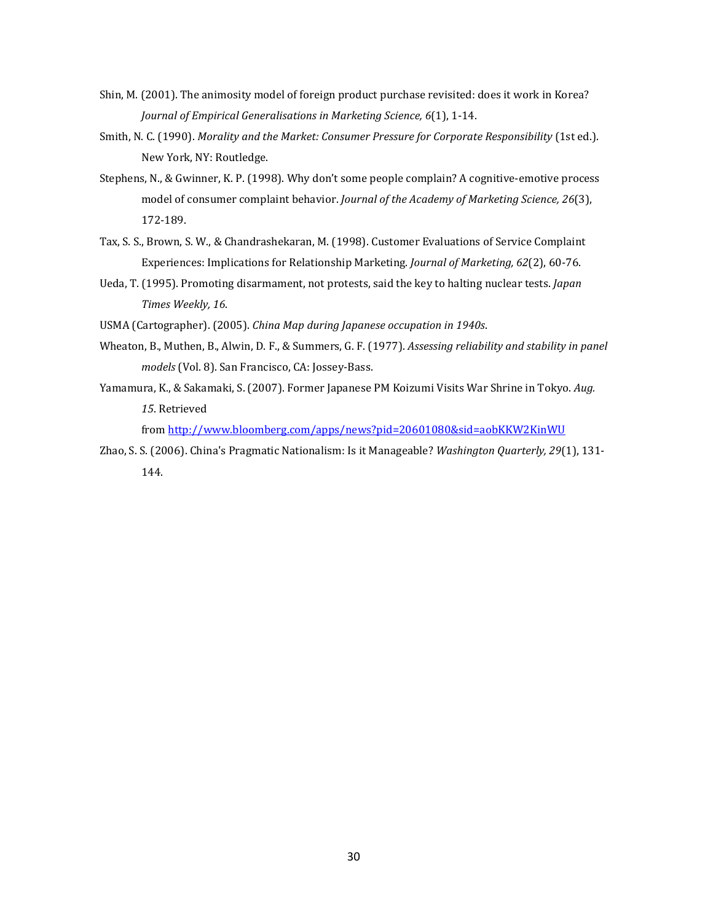Shin, M. (2001). The animosity model of foreign product purchase revisited: does it work in Korea? *Journal of Empirical Generalisations in Marketing Science, 6*(1), 1-14.

Smith, N. C. (1990). *Morality and the Market: Consumer Pressure for Corporate Responsibility* (1st ed.). New York, NY: Routledge.

Stephens, N., & Gwinner, K. P. (1998). Why don't some people complain? A cognitive-emotive process model of consumer complaint behavior. *Journal of the Academy of Marketing Science, 26*(3), 172-189.

Tax, S. S., Brown, S. W., & Chandrashekaran, M. (1998). Customer Evaluations of Service Complaint Experiences: Implications for Relationship Marketing. *Journal of Marketing, 62*(2), 60-76.

Ueda, T. (1995). Promoting disarmament, not protests, said the key to halting nuclear tests. *Japan Times Weekly, 16*.

USMA (Cartographer). (2005). *China Map during Japanese occupation in 1940s*.

Wheaton, B., Muthen, B., Alwin, D. F., & Summers, G. F. (1977). *Assessing reliability and stability in panel models* (Vol. 8). San Francisco, CA: Jossey-Bass.

Yamamura, K., & Sakamaki, S. (2007). Former Japanese PM Koizumi Visits War Shrine in Tokyo. *Aug. 15*. Retrieved from http://www.bloomberg.com/apps/news?pid=20601080&sid=aobKKW2KinWU

Zhao, S. S. (2006). China's Pragmatic Nationalism: Is it Manageable? *Washington Quarterly, 29*(1), 131-144.